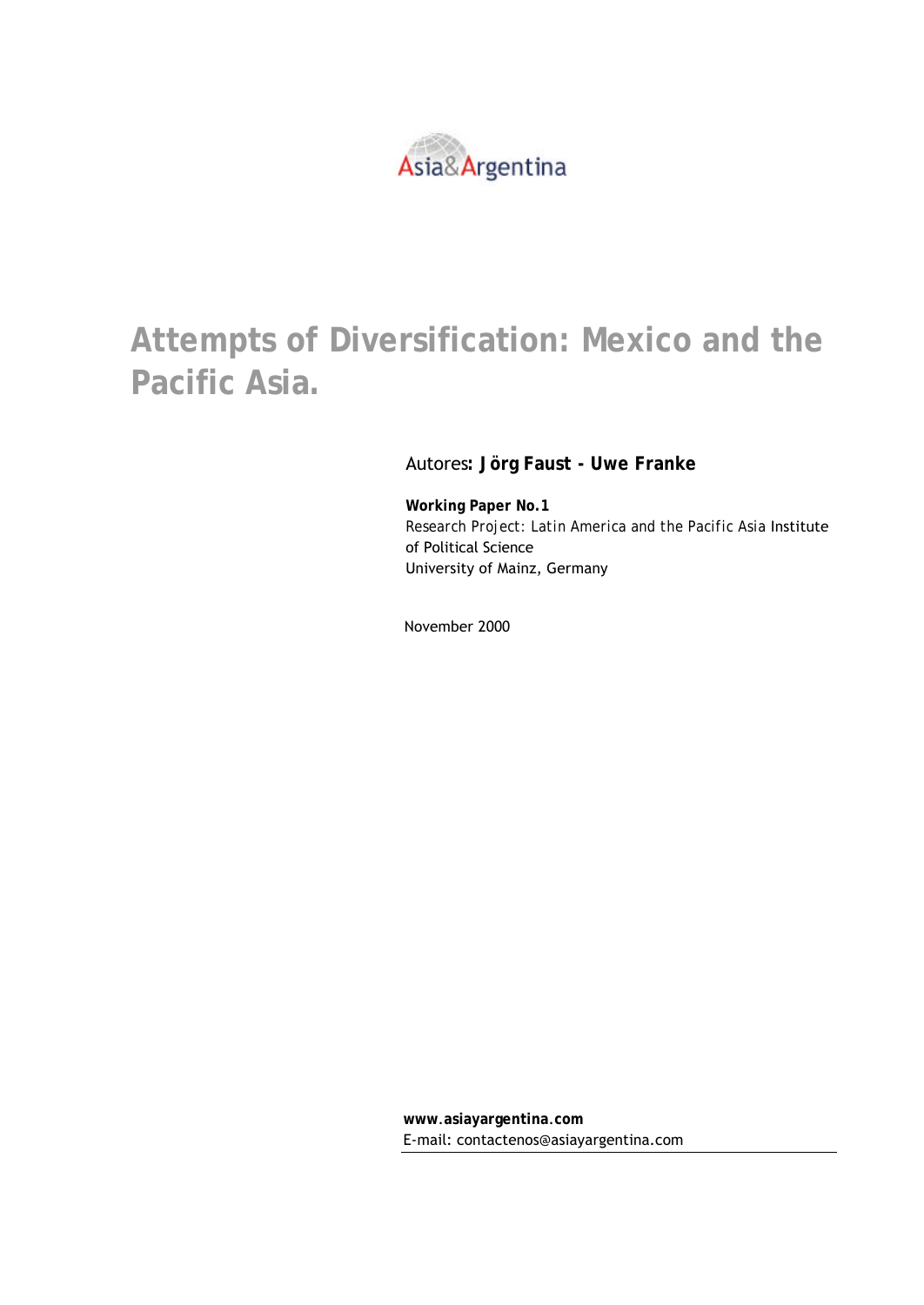Asia&Argentina

# Attempts of Diversification: Mexico and the Pacific Asia.

Autores**: Jörg Faust - Uwe Franke**

**Working Paper No.1**
Research Project: Latin America and the Pacific Asia Institute of Political Science
University of Mainz, Germany

November 2000

**www.asiayargentina.com**
E-mail: contactenos@asiayargentina.com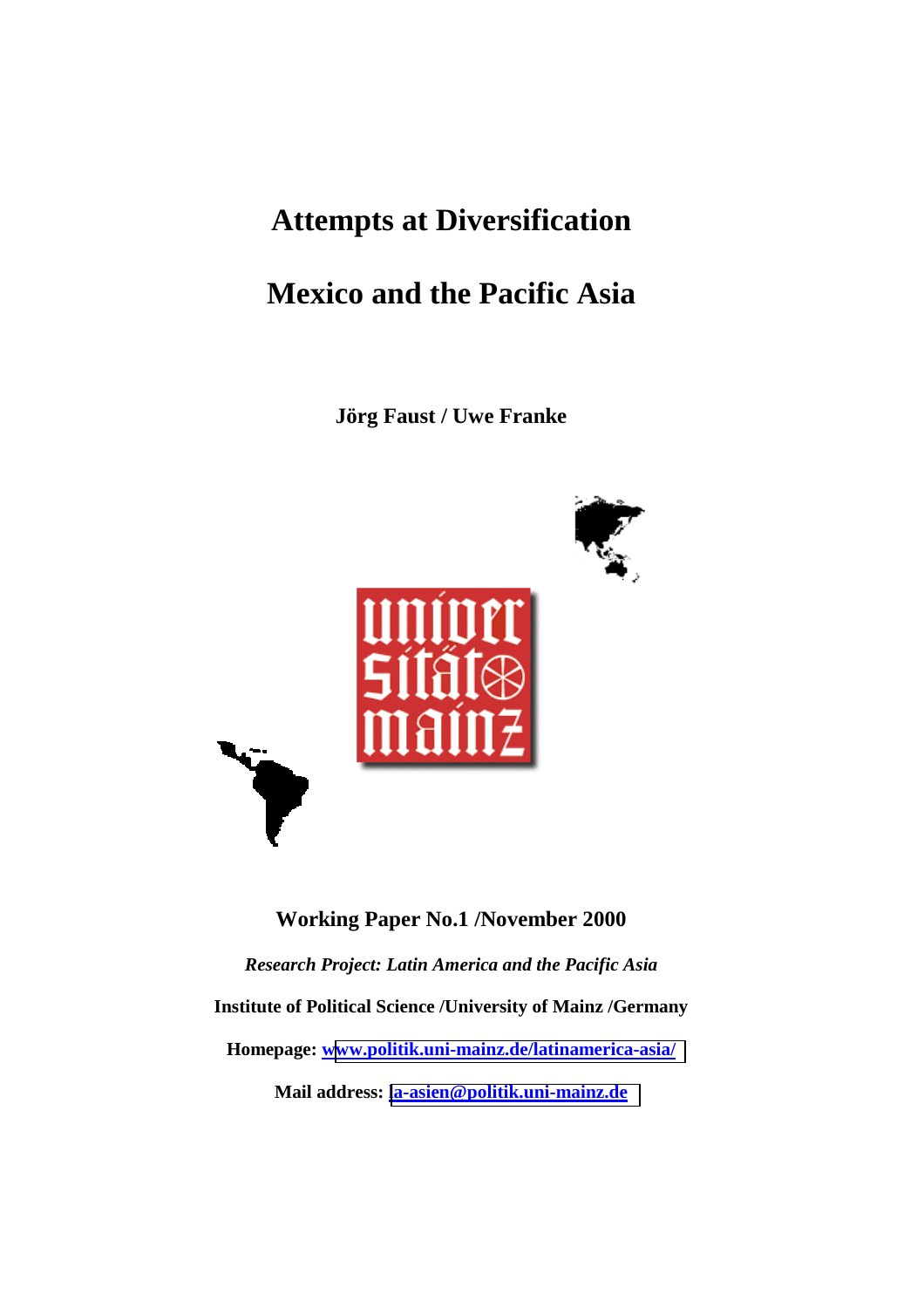# Attempts at Diversification

# Mexico and the Pacific Asia

**Jörg Faust / Uwe Franke**

**Working Paper No.1 /November 2000**

***Research Project: Latin America and the Pacific Asia***

**Institute of Political Science /University of Mainz /Germany**

**Homepage: www.politik.uni-mainz.de/latinamerica-asia/**

**Mail address: la-asien@politik.uni-mainz.de**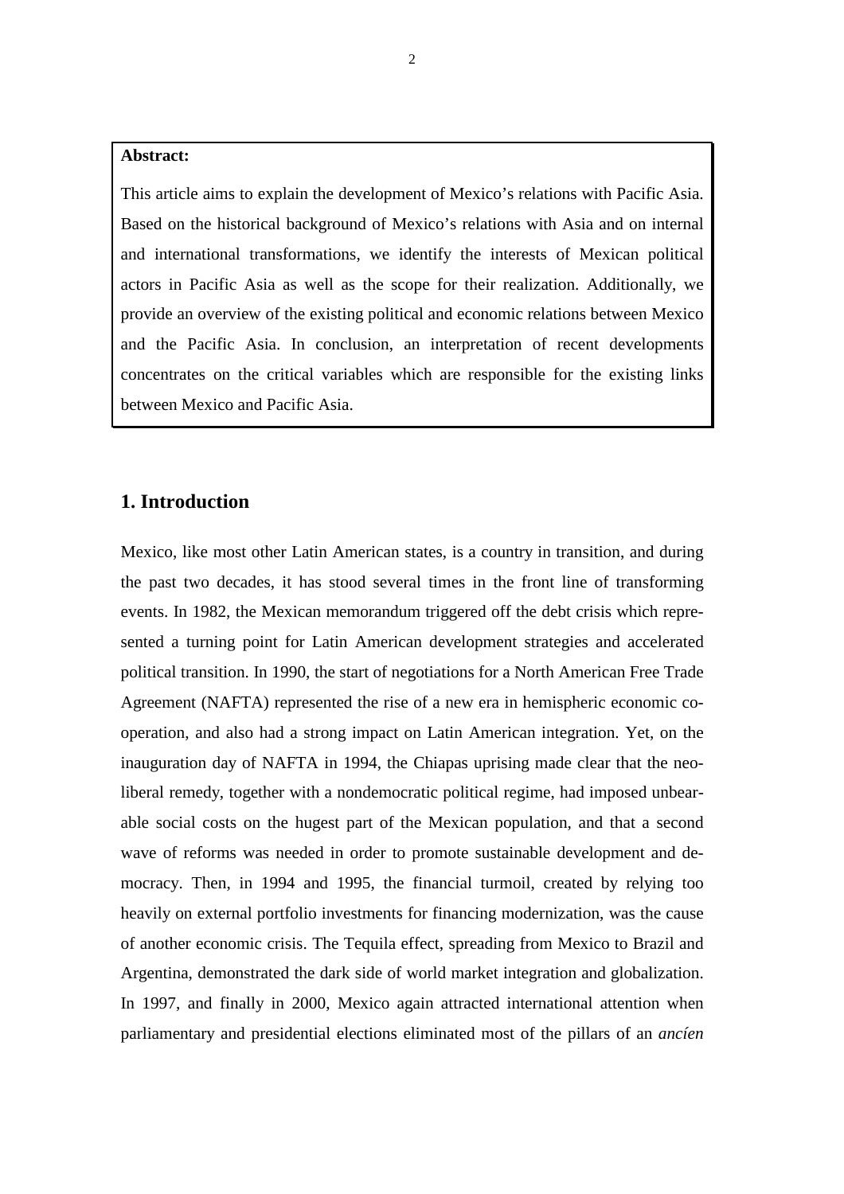**Abstract:**

This article aims to explain the development of Mexico's relations with Pacific Asia. Based on the historical background of Mexico's relations with Asia and on internal and international transformations, we identify the interests of Mexican political actors in Pacific Asia as well as the scope for their realization. Additionally, we provide an overview of the existing political and economic relations between Mexico and the Pacific Asia. In conclusion, an interpretation of recent developments concentrates on the critical variables which are responsible for the existing links between Mexico and Pacific Asia.

## 1. Introduction

Mexico, like most other Latin American states, is a country in transition, and during the past two decades, it has stood several times in the front line of transforming events. In 1982, the Mexican memorandum triggered off the debt crisis which represented a turning point for Latin American development strategies and accelerated political transition. In 1990, the start of negotiations for a North American Free Trade Agreement (NAFTA) represented the rise of a new era in hemispheric economic co-operation, and also had a strong impact on Latin American integration. Yet, on the inauguration day of NAFTA in 1994, the Chiapas uprising made clear that the neo-liberal remedy, together with a nondemocratic political regime, had imposed unbearable social costs on the hugest part of the Mexican population, and that a second wave of reforms was needed in order to promote sustainable development and democracy. Then, in 1994 and 1995, the financial turmoil, created by relying too heavily on external portfolio investments for financing modernization, was the cause of another economic crisis. The Tequila effect, spreading from Mexico to Brazil and Argentina, demonstrated the dark side of world market integration and globalization. In 1997, and finally in 2000, Mexico again attracted international attention when parliamentary and presidential elections eliminated most of the pillars of an *ancíen*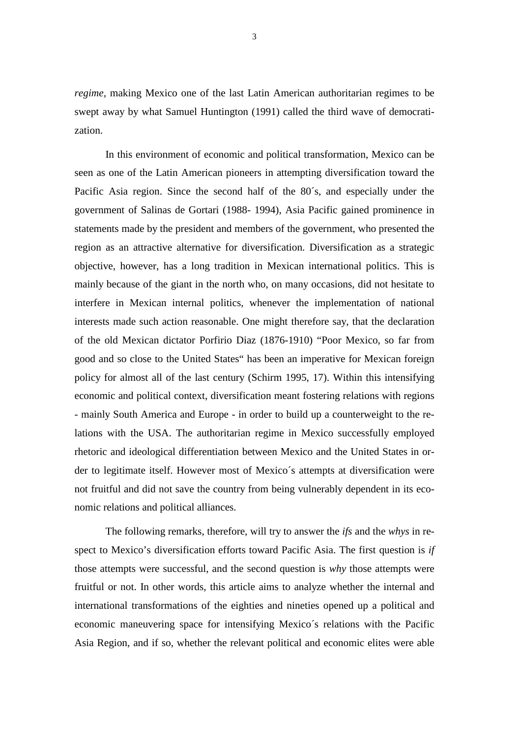*regime*, making Mexico one of the last Latin American authoritarian regimes to be swept away by what Samuel Huntington (1991) called the third wave of democratization.

In this environment of economic and political transformation, Mexico can be seen as one of the Latin American pioneers in attempting diversification toward the Pacific Asia region. Since the second half of the 80´s, and especially under the government of Salinas de Gortari (1988- 1994), Asia Pacific gained prominence in statements made by the president and members of the government, who presented the region as an attractive alternative for diversification. Diversification as a strategic objective, however, has a long tradition in Mexican international politics. This is mainly because of the giant in the north who, on many occasions, did not hesitate to interfere in Mexican internal politics, whenever the implementation of national interests made such action reasonable. One might therefore say, that the declaration of the old Mexican dictator Porfirio Diaz (1876-1910) "Poor Mexico, so far from good and so close to the United States" has been an imperative for Mexican foreign policy for almost all of the last century (Schirm 1995, 17). Within this intensifying economic and political context, diversification meant fostering relations with regions - mainly South America and Europe - in order to build up a counterweight to the relations with the USA. The authoritarian regime in Mexico successfully employed rhetoric and ideological differentiation between Mexico and the United States in order to legitimate itself. However most of Mexico´s attempts at diversification were not fruitful and did not save the country from being vulnerably dependent in its economic relations and political alliances.

The following remarks, therefore, will try to answer the *ifs* and the *whys* in respect to Mexico's diversification efforts toward Pacific Asia. The first question is *if* those attempts were successful, and the second question is *why* those attempts were fruitful or not. In other words, this article aims to analyze whether the internal and international transformations of the eighties and nineties opened up a political and economic maneuvering space for intensifying Mexico´s relations with the Pacific Asia Region, and if so, whether the relevant political and economic elites were able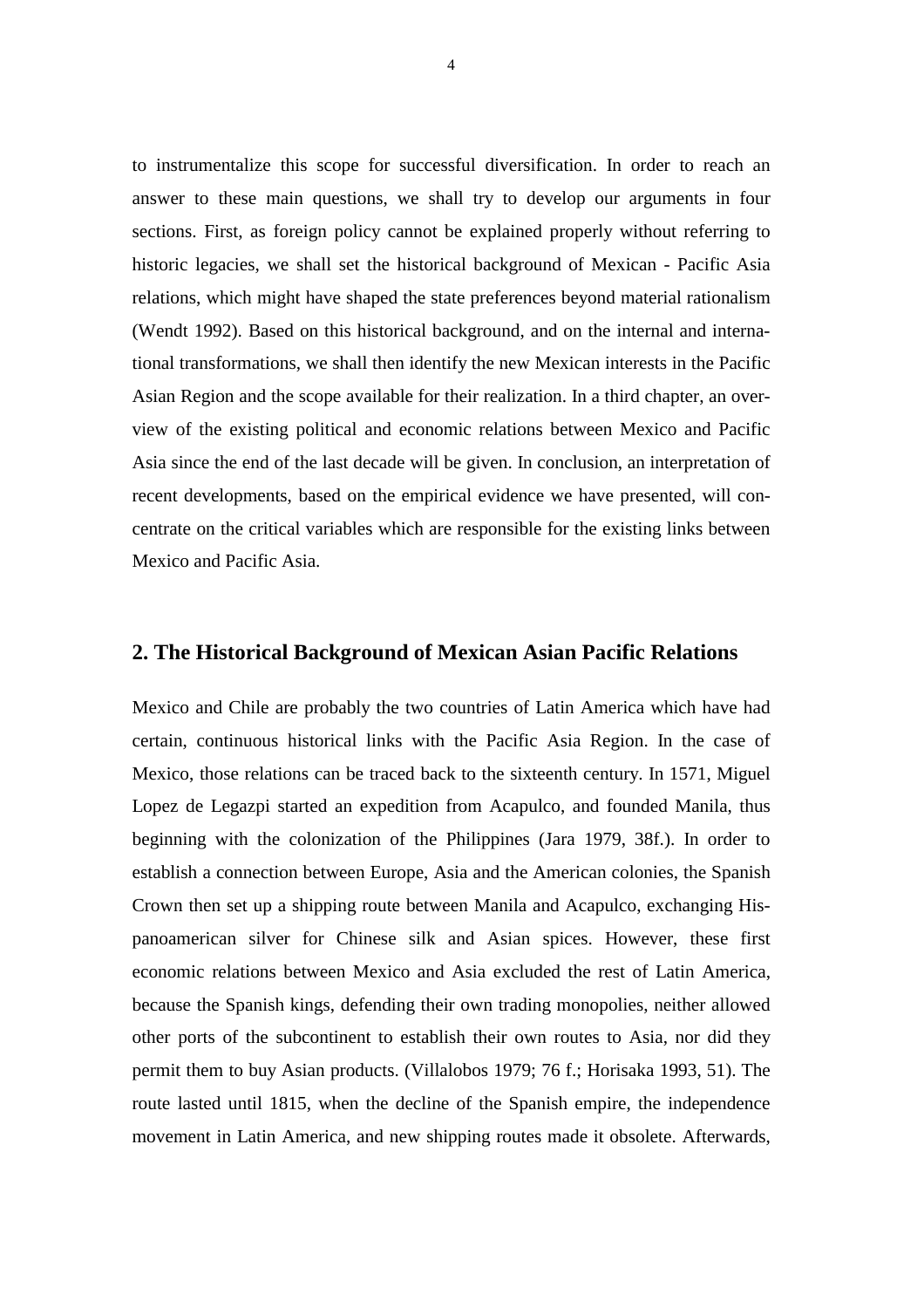to instrumentalize this scope for successful diversification. In order to reach an answer to these main questions, we shall try to develop our arguments in four sections. First, as foreign policy cannot be explained properly without referring to historic legacies, we shall set the historical background of Mexican - Pacific Asia relations, which might have shaped the state preferences beyond material rationalism (Wendt 1992). Based on this historical background, and on the internal and international transformations, we shall then identify the new Mexican interests in the Pacific Asian Region and the scope available for their realization. In a third chapter, an overview of the existing political and economic relations between Mexico and Pacific Asia since the end of the last decade will be given. In conclusion, an interpretation of recent developments, based on the empirical evidence we have presented, will concentrate on the critical variables which are responsible for the existing links between Mexico and Pacific Asia.

## 2. The Historical Background of Mexican Asian Pacific Relations

Mexico and Chile are probably the two countries of Latin America which have had certain, continuous historical links with the Pacific Asia Region. In the case of Mexico, those relations can be traced back to the sixteenth century. In 1571, Miguel Lopez de Legazpi started an expedition from Acapulco, and founded Manila, thus beginning with the colonization of the Philippines (Jara 1979, 38f.). In order to establish a connection between Europe, Asia and the American colonies, the Spanish Crown then set up a shipping route between Manila and Acapulco, exchanging Hispanoamerican silver for Chinese silk and Asian spices. However, these first economic relations between Mexico and Asia excluded the rest of Latin America, because the Spanish kings, defending their own trading monopolies, neither allowed other ports of the subcontinent to establish their own routes to Asia, nor did they permit them to buy Asian products. (Villalobos 1979; 76 f.; Horisaka 1993, 51). The route lasted until 1815, when the decline of the Spanish empire, the independence movement in Latin America, and new shipping routes made it obsolete. Afterwards,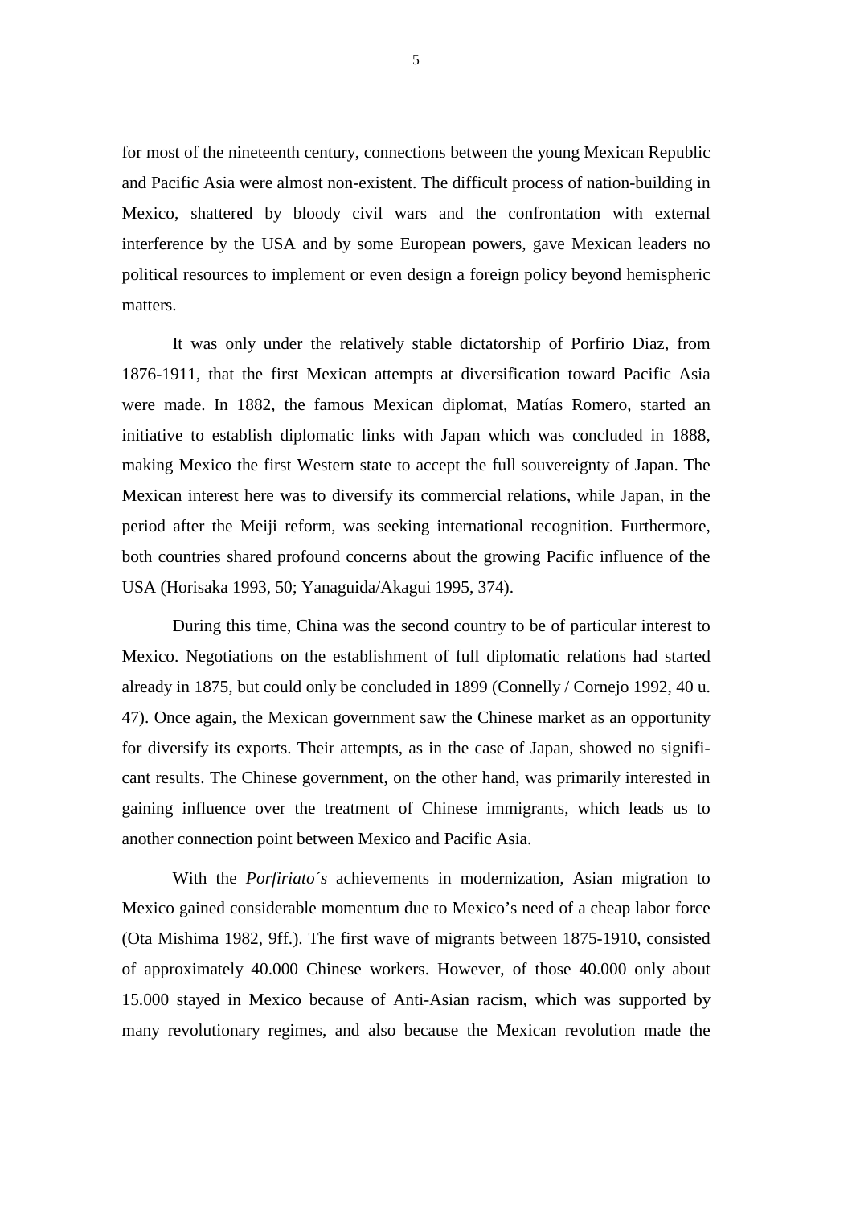for most of the nineteenth century, connections between the young Mexican Republic and Pacific Asia were almost non-existent. The difficult process of nation-building in Mexico, shattered by bloody civil wars and the confrontation with external interference by the USA and by some European powers, gave Mexican leaders no political resources to implement or even design a foreign policy beyond hemispheric matters.

It was only under the relatively stable dictatorship of Porfirio Diaz, from 1876-1911, that the first Mexican attempts at diversification toward Pacific Asia were made. In 1882, the famous Mexican diplomat, Matías Romero, started an initiative to establish diplomatic links with Japan which was concluded in 1888, making Mexico the first Western state to accept the full souvereignty of Japan. The Mexican interest here was to diversify its commercial relations, while Japan, in the period after the Meiji reform, was seeking international recognition. Furthermore, both countries shared profound concerns about the growing Pacific influence of the USA (Horisaka 1993, 50; Yanaguida/Akagui 1995, 374).

During this time, China was the second country to be of particular interest to Mexico. Negotiations on the establishment of full diplomatic relations had started already in 1875, but could only be concluded in 1899 (Connelly / Cornejo 1992, 40 u. 47). Once again, the Mexican government saw the Chinese market as an opportunity for diversify its exports. Their attempts, as in the case of Japan, showed no significant results. The Chinese government, on the other hand, was primarily interested in gaining influence over the treatment of Chinese immigrants, which leads us to another connection point between Mexico and Pacific Asia.

With the *Porfiriato´s* achievements in modernization, Asian migration to Mexico gained considerable momentum due to Mexico's need of a cheap labor force (Ota Mishima 1982, 9ff.). The first wave of migrants between 1875-1910, consisted of approximately 40.000 Chinese workers. However, of those 40.000 only about 15.000 stayed in Mexico because of Anti-Asian racism, which was supported by many revolutionary regimes, and also because the Mexican revolution made the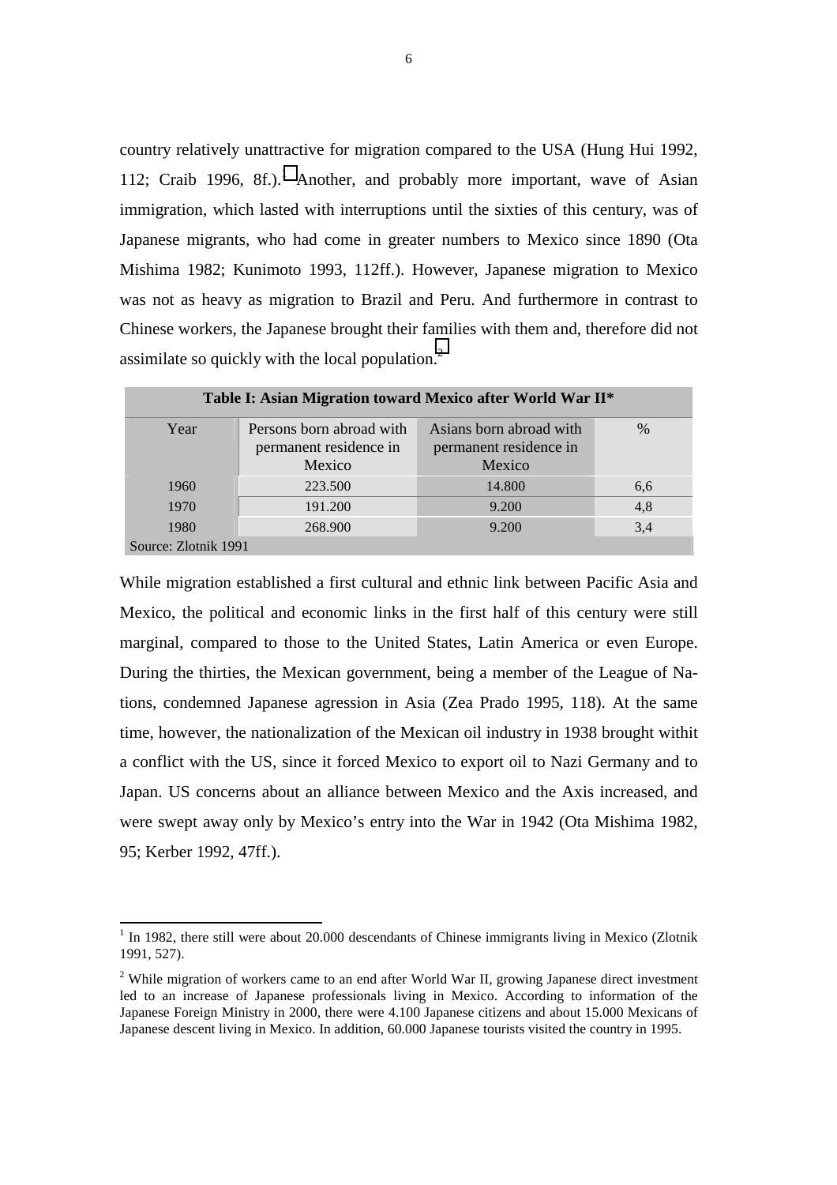country relatively unattractive for migration compared to the USA (Hung Hui 1992, 112; Craib 1996, 8f.).[1] Another, and probably more important, wave of Asian immigration, which lasted with interruptions until the sixties of this century, was of Japanese migrants, who had come in greater numbers to Mexico since 1890 (Ota Mishima 1982; Kunimoto 1993, 112ff.). However, Japanese migration to Mexico was not as heavy as migration to Brazil and Peru. And furthermore in contrast to Chinese workers, the Japanese brought their families with them and, therefore did not assimilate so quickly with the local population.[2]

**Table I: Asian Migration toward Mexico after World War II***

| Year | Persons born abroad with permanent residence in Mexico | Asians born abroad with permanent residence in Mexico | % |
|---|---|---|---|
| 1960 | 223.500 | 14.800 | 6,6 |
| 1970 | 191.200 | 9.200 | 4,8 |
| 1980 | 268.900 | 9.200 | 3,4 |

Source: Zlotnik 1991

While migration established a first cultural and ethnic link between Pacific Asia and Mexico, the political and economic links in the first half of this century were still marginal, compared to those to the United States, Latin America or even Europe. During the thirties, the Mexican government, being a member of the League of Nations, condemned Japanese agression in Asia (Zea Prado 1995, 118). At the same time, however, the nationalization of the Mexican oil industry in 1938 brought withit a conflict with the US, since it forced Mexico to export oil to Nazi Germany and to Japan. US concerns about an alliance between Mexico and the Axis increased, and were swept away only by Mexico's entry into the War in 1942 (Ota Mishima 1982, 95; Kerber 1992, 47ff.).

---

[1] In 1982, there still were about 20.000 descendants of Chinese immigrants living in Mexico (Zlotnik 1991, 527).

[2] While migration of workers came to an end after World War II, growing Japanese direct investment led to an increase of Japanese professionals living in Mexico. According to information of the Japanese Foreign Ministry in 2000, there were 4.100 Japanese citizens and about 15.000 Mexicans of Japanese descent living in Mexico. In addition, 60.000 Japanese tourists visited the country in 1995.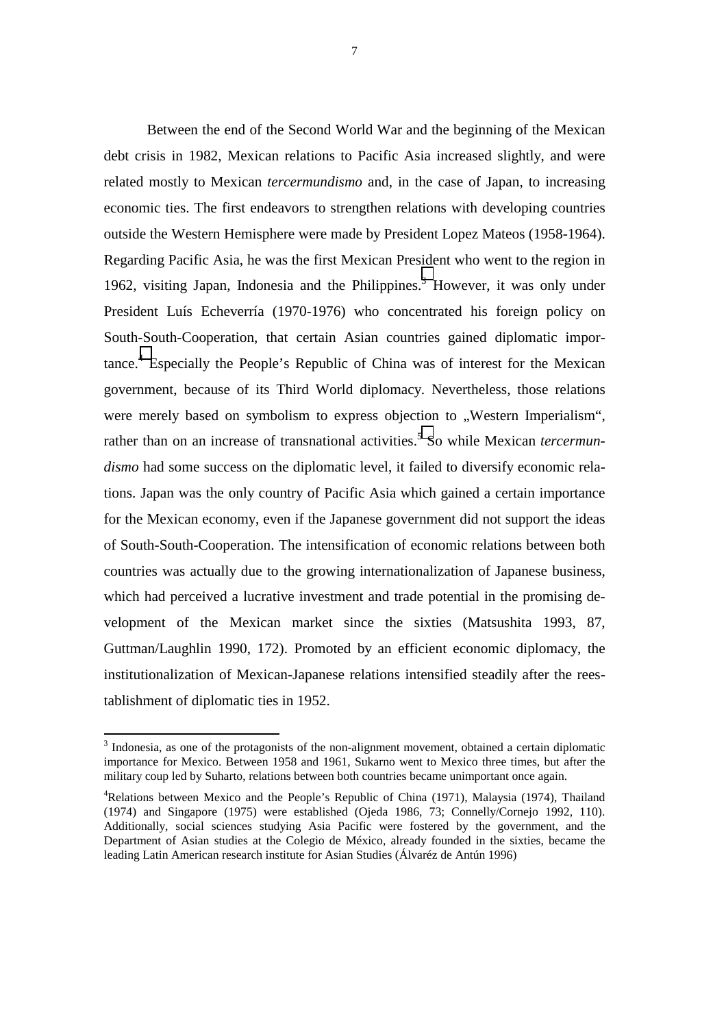Between the end of the Second World War and the beginning of the Mexican debt crisis in 1982, Mexican relations to Pacific Asia increased slightly, and were related mostly to Mexican *tercermundismo* and, in the case of Japan, to increasing economic ties. The first endeavors to strengthen relations with developing countries outside the Western Hemisphere were made by President Lopez Mateos (1958-1964). Regarding Pacific Asia, he was the first Mexican President who went to the region in 1962, visiting Japan, Indonesia and the Philippines.[3] However, it was only under President Luís Echeverría (1970-1976) who concentrated his foreign policy on South-South-Cooperation, that certain Asian countries gained diplomatic importance.[4] Especially the People's Republic of China was of interest for the Mexican government, because of its Third World diplomacy. Nevertheless, those relations were merely based on symbolism to express objection to „Western Imperialism", rather than on an increase of transnational activities.[5] So while Mexican *tercermundismo* had some success on the diplomatic level, it failed to diversify economic relations. Japan was the only country of Pacific Asia which gained a certain importance for the Mexican economy, even if the Japanese government did not support the ideas of South-South-Cooperation. The intensification of economic relations between both countries was actually due to the growing internationalization of Japanese business, which had perceived a lucrative investment and trade potential in the promising development of the Mexican market since the sixties (Matsushita 1993, 87, Guttman/Laughlin 1990, 172). Promoted by an efficient economic diplomacy, the institutionalization of Mexican-Japanese relations intensified steadily after the reestablishment of diplomatic ties in 1952.

---

[3] Indonesia, as one of the protagonists of the non-alignment movement, obtained a certain diplomatic importance for Mexico. Between 1958 and 1961, Sukarno went to Mexico three times, but after the military coup led by Suharto, relations between both countries became unimportant once again.

[4] Relations between Mexico and the People's Republic of China (1971), Malaysia (1974), Thailand (1974) and Singapore (1975) were established (Ojeda 1986, 73; Connelly/Cornejo 1992, 110). Additionally, social sciences studying Asia Pacific were fostered by the government, and the Department of Asian studies at the Colegio de México, already founded in the sixties, became the leading Latin American research institute for Asian Studies (Álvaréz de Antún 1996)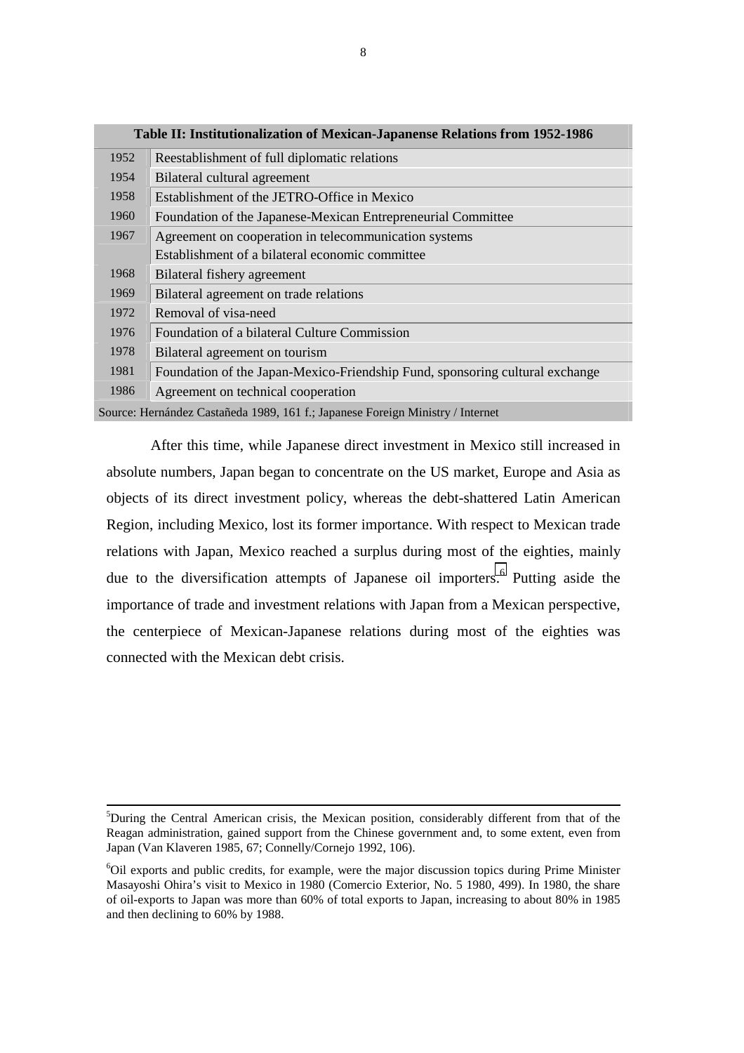| Table II: Institutionalization of Mexican-Japanense Relations from 1952-1986 | |
|---|---|
| 1952 | Reestablishment of full diplomatic relations |
| 1954 | Bilateral cultural agreement |
| 1958 | Establishment of the JETRO-Office in Mexico |
| 1960 | Foundation of the Japanese-Mexican Entrepreneurial Committee |
| 1967 | Agreement on cooperation in telecommunication systems<br>Establishment of a bilateral economic committee |
| 1968 | Bilateral fishery agreement |
| 1969 | Bilateral agreement on trade relations |
| 1972 | Removal of visa-need |
| 1976 | Foundation of a bilateral Culture Commission |
| 1978 | Bilateral agreement on tourism |
| 1981 | Foundation of the Japan-Mexico-Friendship Fund, sponsoring cultural exchange |
| 1986 | Agreement on technical cooperation |

Source: Hernández Castañeda 1989, 161 f.; Japanese Foreign Ministry / Internet

After this time, while Japanese direct investment in Mexico still increased in absolute numbers, Japan began to concentrate on the US market, Europe and Asia as objects of its direct investment policy, whereas the debt-shattered Latin American Region, including Mexico, lost its former importance. With respect to Mexican trade relations with Japan, Mexico reached a surplus during most of the eighties, mainly due to the diversification attempts of Japanese oil importers.[6] Putting aside the importance of trade and investment relations with Japan from a Mexican perspective, the centerpiece of Mexican-Japanese relations during most of the eighties was connected with the Mexican debt crisis.

---

[5]During the Central American crisis, the Mexican position, considerably different from that of the Reagan administration, gained support from the Chinese government and, to some extent, even from Japan (Van Klaveren 1985, 67; Connelly/Cornejo 1992, 106).

[6]Oil exports and public credits, for example, were the major discussion topics during Prime Minister Masayoshi Ohira's visit to Mexico in 1980 (Comercio Exterior, No. 5 1980, 499). In 1980, the share of oil-exports to Japan was more than 60% of total exports to Japan, increasing to about 80% in 1985 and then declining to 60% by 1988.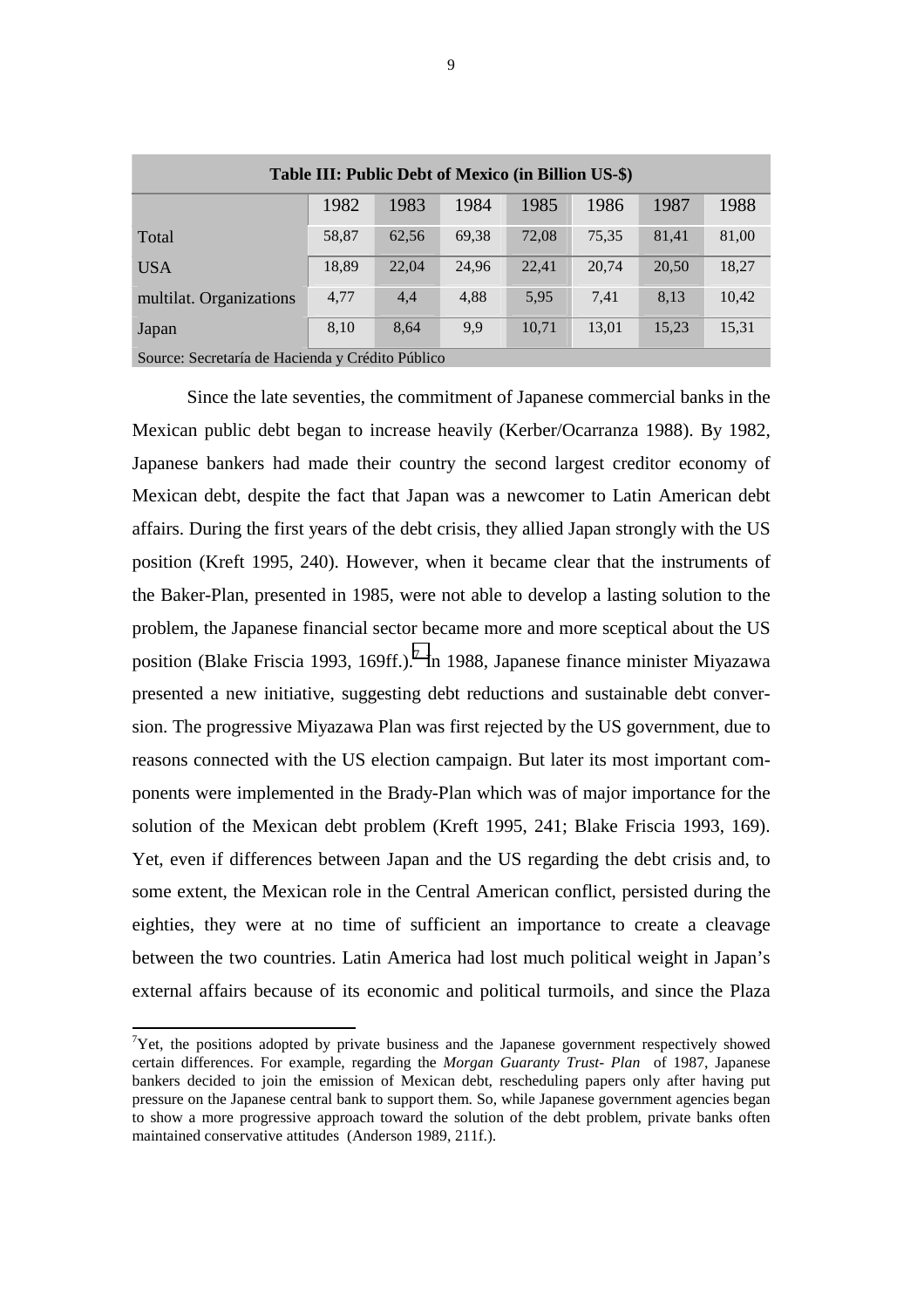| Table III: Public Debt of Mexico (in Billion US-$) | | | | | | | |
|---|---|---|---|---|---|---|---|
| | 1982 | 1983 | 1984 | 1985 | 1986 | 1987 | 1988 |
| Total | 58,87 | 62,56 | 69,38 | 72,08 | 75,35 | 81,41 | 81,00 |
| USA | 18,89 | 22,04 | 24,96 | 22,41 | 20,74 | 20,50 | 18,27 |
| multilat. Organizations | 4,77 | 4,4 | 4,88 | 5,95 | 7,41 | 8,13 | 10,42 |
| Japan | 8,10 | 8,64 | 9,9 | 10,71 | 13,01 | 15,23 | 15,31 |
| Source: Secretaría de Hacienda y Crédito Público | | | | | | | |

Since the late seventies, the commitment of Japanese commercial banks in the Mexican public debt began to increase heavily (Kerber/Ocarranza 1988). By 1982, Japanese bankers had made their country the second largest creditor economy of Mexican debt, despite the fact that Japan was a newcomer to Latin American debt affairs. During the first years of the debt crisis, they allied Japan strongly with the US position (Kreft 1995, 240). However, when it became clear that the instruments of the Baker-Plan, presented in 1985, were not able to develop a lasting solution to the problem, the Japanese financial sector became more and more sceptical about the US position (Blake Friscia 1993, 169ff.).[7] In 1988, Japanese finance minister Miyazawa presented a new initiative, suggesting debt reductions and sustainable debt conversion. The progressive Miyazawa Plan was first rejected by the US government, due to reasons connected with the US election campaign. But later its most important components were implemented in the Brady-Plan which was of major importance for the solution of the Mexican debt problem (Kreft 1995, 241; Blake Friscia 1993, 169). Yet, even if differences between Japan and the US regarding the debt crisis and, to some extent, the Mexican role in the Central American conflict, persisted during the eighties, they were at no time of sufficient an importance to create a cleavage between the two countries. Latin America had lost much political weight in Japan's external affairs because of its economic and political turmoils, and since the Plaza

[7] Yet, the positions adopted by private business and the Japanese government respectively showed certain differences. For example, regarding the *Morgan Guaranty Trust- Plan* of 1987, Japanese bankers decided to join the emission of Mexican debt, rescheduling papers only after having put pressure on the Japanese central bank to support them. So, while Japanese government agencies began to show a more progressive approach toward the solution of the debt problem, private banks often maintained conservative attitudes (Anderson 1989, 211f.).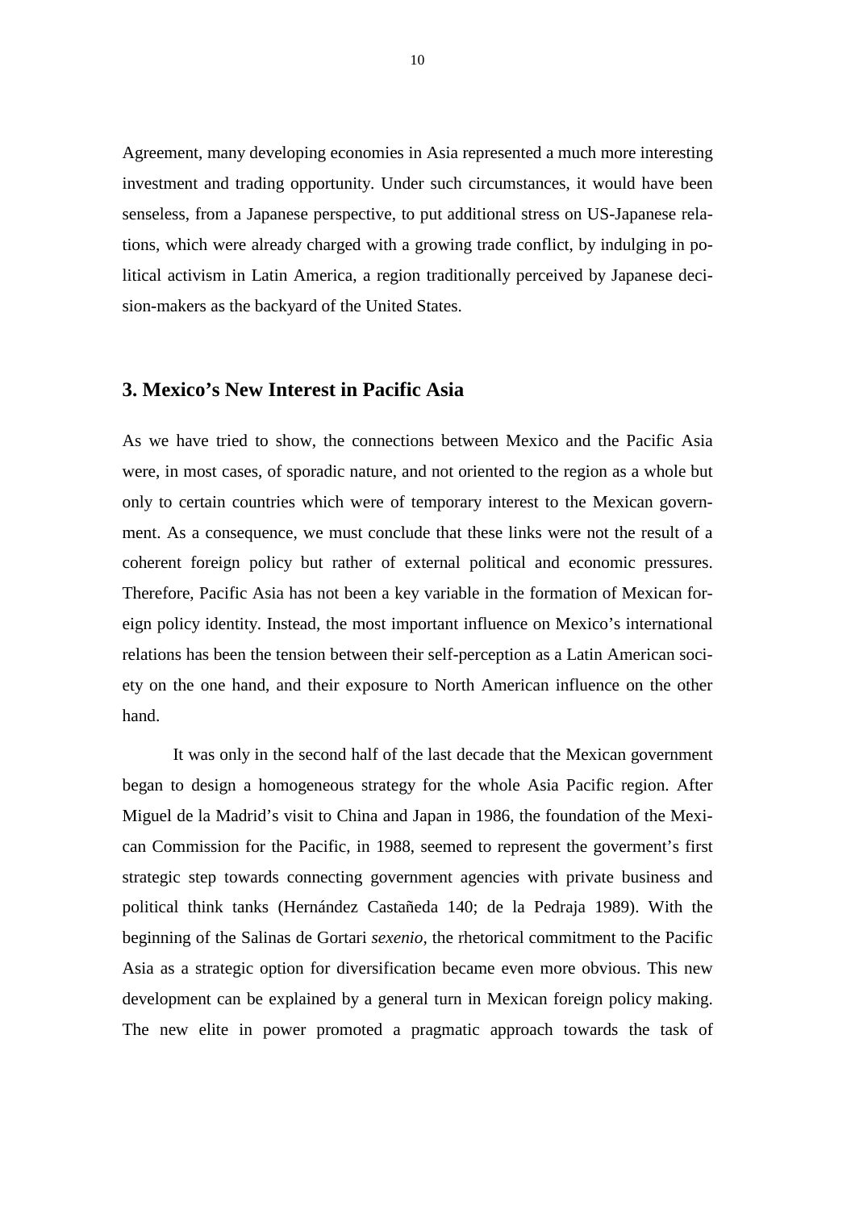Agreement, many developing economies in Asia represented a much more interesting investment and trading opportunity. Under such circumstances, it would have been senseless, from a Japanese perspective, to put additional stress on US-Japanese relations, which were already charged with a growing trade conflict, by indulging in political activism in Latin America, a region traditionally perceived by Japanese decision-makers as the backyard of the United States.

## 3. Mexico's New Interest in Pacific Asia

As we have tried to show, the connections between Mexico and the Pacific Asia were, in most cases, of sporadic nature, and not oriented to the region as a whole but only to certain countries which were of temporary interest to the Mexican government. As a consequence, we must conclude that these links were not the result of a coherent foreign policy but rather of external political and economic pressures. Therefore, Pacific Asia has not been a key variable in the formation of Mexican foreign policy identity. Instead, the most important influence on Mexico's international relations has been the tension between their self-perception as a Latin American society on the one hand, and their exposure to North American influence on the other hand.

It was only in the second half of the last decade that the Mexican government began to design a homogeneous strategy for the whole Asia Pacific region. After Miguel de la Madrid's visit to China and Japan in 1986, the foundation of the Mexican Commission for the Pacific, in 1988, seemed to represent the goverment's first strategic step towards connecting government agencies with private business and political think tanks (Hernández Castañeda 140; de la Pedraja 1989). With the beginning of the Salinas de Gortari *sexenio*, the rhetorical commitment to the Pacific Asia as a strategic option for diversification became even more obvious. This new development can be explained by a general turn in Mexican foreign policy making. The new elite in power promoted a pragmatic approach towards the task of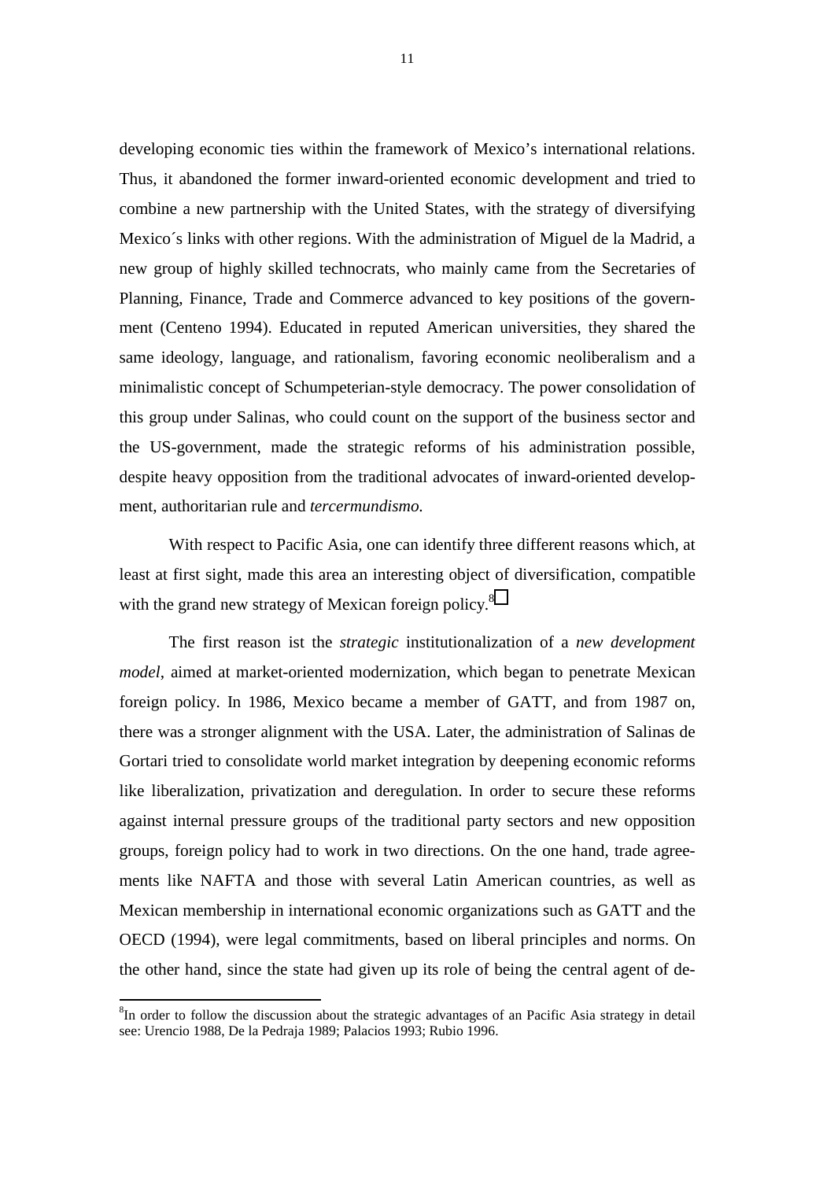developing economic ties within the framework of Mexico's international relations. Thus, it abandoned the former inward-oriented economic development and tried to combine a new partnership with the United States, with the strategy of diversifying Mexico´s links with other regions. With the administration of Miguel de la Madrid, a new group of highly skilled technocrats, who mainly came from the Secretaries of Planning, Finance, Trade and Commerce advanced to key positions of the government (Centeno 1994). Educated in reputed American universities, they shared the same ideology, language, and rationalism, favoring economic neoliberalism and a minimalistic concept of Schumpeterian-style democracy. The power consolidation of this group under Salinas, who could count on the support of the business sector and the US-government, made the strategic reforms of his administration possible, despite heavy opposition from the traditional advocates of inward-oriented development, authoritarian rule and *tercermundismo.*

With respect to Pacific Asia, one can identify three different reasons which, at least at first sight, made this area an interesting object of diversification, compatible with the grand new strategy of Mexican foreign policy.[8]

The first reason ist the *strategic* institutionalization of a *new development model*, aimed at market-oriented modernization, which began to penetrate Mexican foreign policy. In 1986, Mexico became a member of GATT, and from 1987 on, there was a stronger alignment with the USA. Later, the administration of Salinas de Gortari tried to consolidate world market integration by deepening economic reforms like liberalization, privatization and deregulation. In order to secure these reforms against internal pressure groups of the traditional party sectors and new opposition groups, foreign policy had to work in two directions. On the one hand, trade agreements like NAFTA and those with several Latin American countries, as well as Mexican membership in international economic organizations such as GATT and the OECD (1994), were legal commitments, based on liberal principles and norms. On the other hand, since the state had given up its role of being the central agent of de-

[8] In order to follow the discussion about the strategic advantages of an Pacific Asia strategy in detail see: Urencio 1988, De la Pedraja 1989; Palacios 1993; Rubio 1996.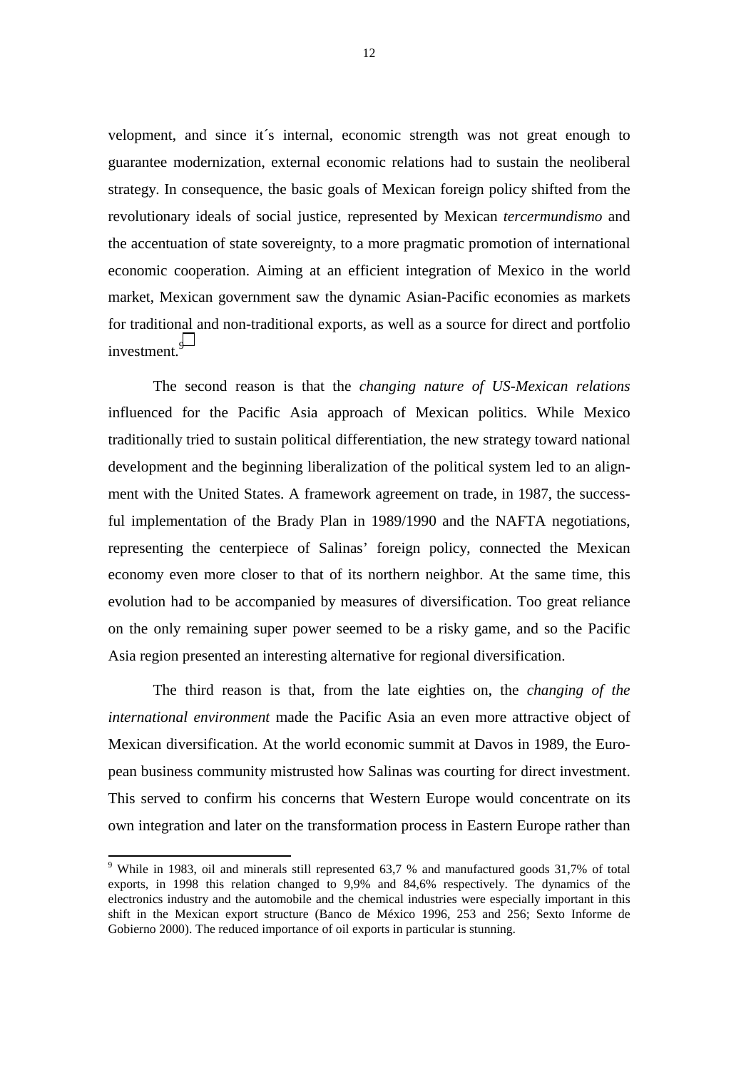velopment, and since it´s internal, economic strength was not great enough to guarantee modernization, external economic relations had to sustain the neoliberal strategy. In consequence, the basic goals of Mexican foreign policy shifted from the revolutionary ideals of social justice, represented by Mexican *tercermundismo* and the accentuation of state sovereignty, to a more pragmatic promotion of international economic cooperation. Aiming at an efficient integration of Mexico in the world market, Mexican government saw the dynamic Asian-Pacific economies as markets for traditional and non-traditional exports, as well as a source for direct and portfolio investment.[9]

The second reason is that the *changing nature of US-Mexican relations* influenced for the Pacific Asia approach of Mexican politics. While Mexico traditionally tried to sustain political differentiation, the new strategy toward national development and the beginning liberalization of the political system led to an alignment with the United States. A framework agreement on trade, in 1987, the successful implementation of the Brady Plan in 1989/1990 and the NAFTA negotiations, representing the centerpiece of Salinas' foreign policy, connected the Mexican economy even more closer to that of its northern neighbor. At the same time, this evolution had to be accompanied by measures of diversification. Too great reliance on the only remaining super power seemed to be a risky game, and so the Pacific Asia region presented an interesting alternative for regional diversification.

The third reason is that, from the late eighties on, the *changing of the international environment* made the Pacific Asia an even more attractive object of Mexican diversification. At the world economic summit at Davos in 1989, the European business community mistrusted how Salinas was courting for direct investment. This served to confirm his concerns that Western Europe would concentrate on its own integration and later on the transformation process in Eastern Europe rather than

[9] While in 1983, oil and minerals still represented 63,7 % and manufactured goods 31,7% of total exports, in 1998 this relation changed to 9,9% and 84,6% respectively. The dynamics of the electronics industry and the automobile and the chemical industries were especially important in this shift in the Mexican export structure (Banco de México 1996, 253 and 256; Sexto Informe de Gobierno 2000). The reduced importance of oil exports in particular is stunning.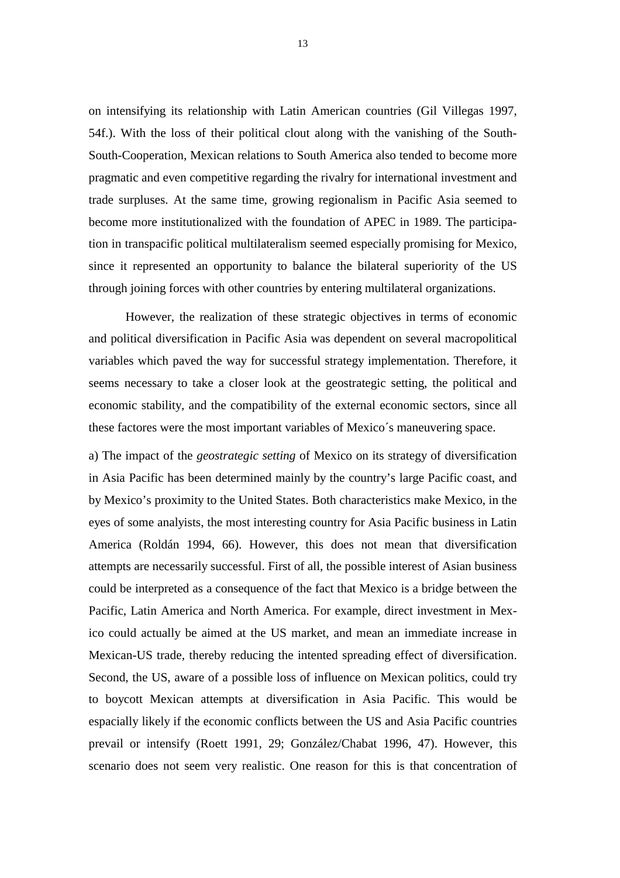on intensifying its relationship with Latin American countries (Gil Villegas 1997, 54f.). With the loss of their political clout along with the vanishing of the South-South-Cooperation, Mexican relations to South America also tended to become more pragmatic and even competitive regarding the rivalry for international investment and trade surpluses. At the same time, growing regionalism in Pacific Asia seemed to become more institutionalized with the foundation of APEC in 1989. The participation in transpacific political multilateralism seemed especially promising for Mexico, since it represented an opportunity to balance the bilateral superiority of the US through joining forces with other countries by entering multilateral organizations.

However, the realization of these strategic objectives in terms of economic and political diversification in Pacific Asia was dependent on several macropolitical variables which paved the way for successful strategy implementation. Therefore, it seems necessary to take a closer look at the geostrategic setting, the political and economic stability, and the compatibility of the external economic sectors, since all these factores were the most important variables of Mexico´s maneuvering space.

a) The impact of the *geostrategic setting* of Mexico on its strategy of diversification in Asia Pacific has been determined mainly by the country's large Pacific coast, and by Mexico's proximity to the United States. Both characteristics make Mexico, in the eyes of some analyists, the most interesting country for Asia Pacific business in Latin America (Roldán 1994, 66). However, this does not mean that diversification attempts are necessarily successful. First of all, the possible interest of Asian business could be interpreted as a consequence of the fact that Mexico is a bridge between the Pacific, Latin America and North America. For example, direct investment in Mexico could actually be aimed at the US market, and mean an immediate increase in Mexican-US trade, thereby reducing the intented spreading effect of diversification. Second, the US, aware of a possible loss of influence on Mexican politics, could try to boycott Mexican attempts at diversification in Asia Pacific. This would be espacially likely if the economic conflicts between the US and Asia Pacific countries prevail or intensify (Roett 1991, 29; González/Chabat 1996, 47). However, this scenario does not seem very realistic. One reason for this is that concentration of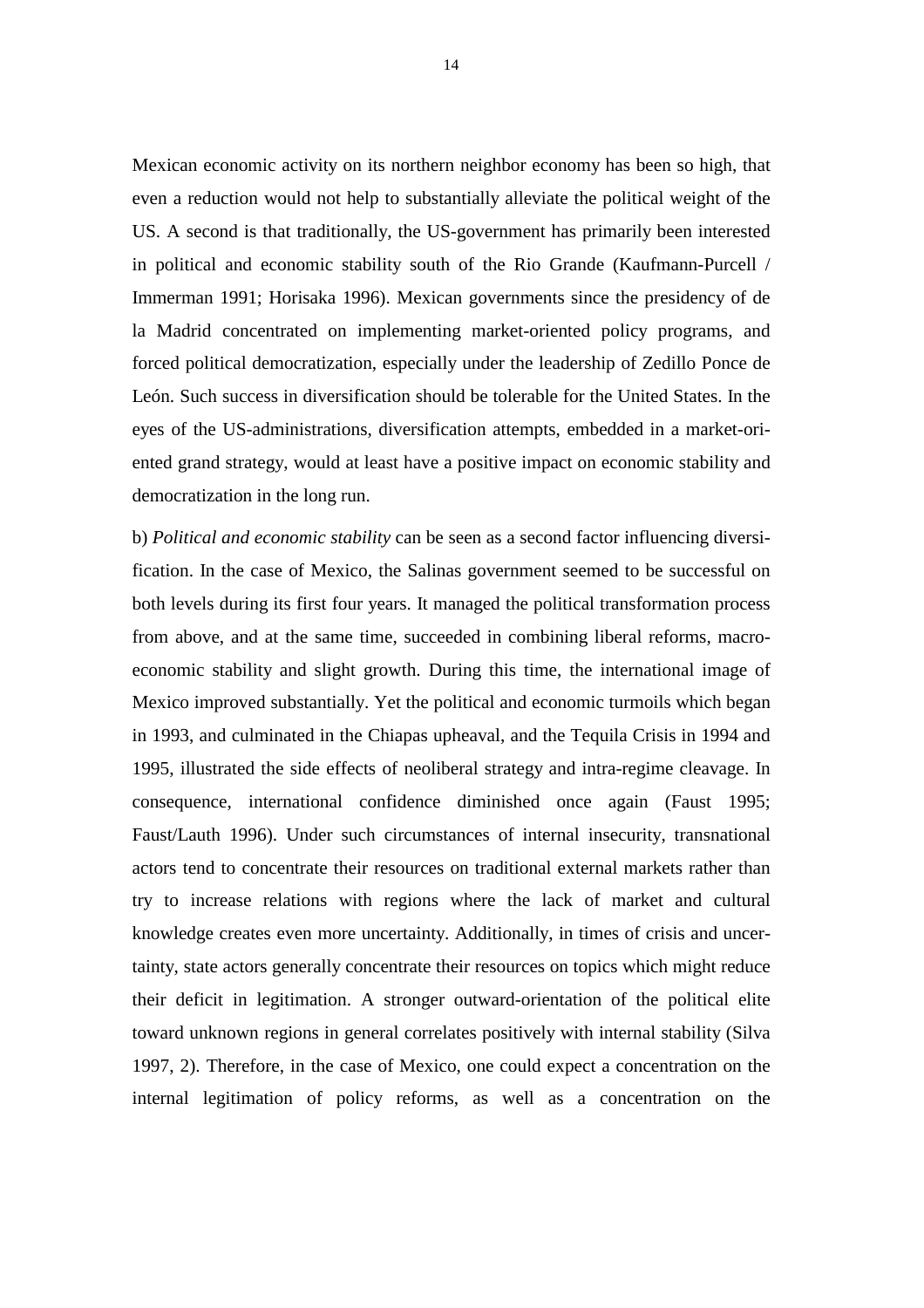Mexican economic activity on its northern neighbor economy has been so high, that even a reduction would not help to substantially alleviate the political weight of the US. A second is that traditionally, the US-government has primarily been interested in political and economic stability south of the Rio Grande (Kaufmann-Purcell / Immerman 1991; Horisaka 1996). Mexican governments since the presidency of de la Madrid concentrated on implementing market-oriented policy programs, and forced political democratization, especially under the leadership of Zedillo Ponce de León. Such success in diversification should be tolerable for the United States. In the eyes of the US-administrations, diversification attempts, embedded in a market-oriented grand strategy, would at least have a positive impact on economic stability and democratization in the long run.

b) *Political and economic stability* can be seen as a second factor influencing diversification. In the case of Mexico, the Salinas government seemed to be successful on both levels during its first four years. It managed the political transformation process from above, and at the same time, succeeded in combining liberal reforms, macroeconomic stability and slight growth. During this time, the international image of Mexico improved substantially. Yet the political and economic turmoils which began in 1993, and culminated in the Chiapas upheaval, and the Tequila Crisis in 1994 and 1995, illustrated the side effects of neoliberal strategy and intra-regime cleavage. In consequence, international confidence diminished once again (Faust 1995; Faust/Lauth 1996). Under such circumstances of internal insecurity, transnational actors tend to concentrate their resources on traditional external markets rather than try to increase relations with regions where the lack of market and cultural knowledge creates even more uncertainty. Additionally, in times of crisis and uncertainty, state actors generally concentrate their resources on topics which might reduce their deficit in legitimation. A stronger outward-orientation of the political elite toward unknown regions in general correlates positively with internal stability (Silva 1997, 2). Therefore, in the case of Mexico, one could expect a concentration on the internal legitimation of policy reforms, as well as a concentration on the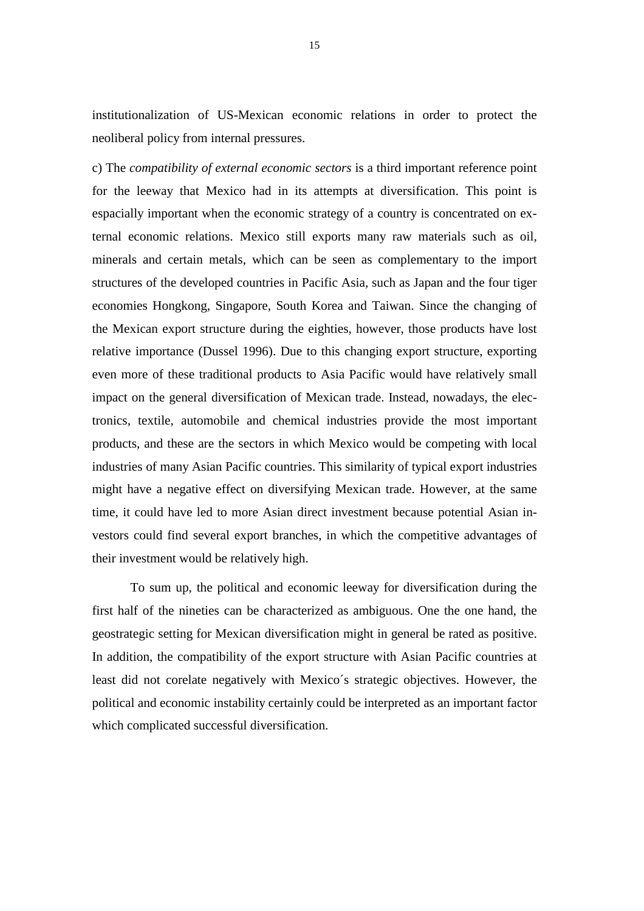institutionalization of US-Mexican economic relations in order to protect the neoliberal policy from internal pressures.

c) The *compatibility of external economic sectors* is a third important reference point for the leeway that Mexico had in its attempts at diversification. This point is espacially important when the economic strategy of a country is concentrated on external economic relations. Mexico still exports many raw materials such as oil, minerals and certain metals, which can be seen as complementary to the import structures of the developed countries in Pacific Asia, such as Japan and the four tiger economies Hongkong, Singapore, South Korea and Taiwan. Since the changing of the Mexican export structure during the eighties, however, those products have lost relative importance (Dussel 1996). Due to this changing export structure, exporting even more of these traditional products to Asia Pacific would have relatively small impact on the general diversification of Mexican trade. Instead, nowadays, the electronics, textile, automobile and chemical industries provide the most important products, and these are the sectors in which Mexico would be competing with local industries of many Asian Pacific countries. This similarity of typical export industries might have a negative effect on diversifying Mexican trade. However, at the same time, it could have led to more Asian direct investment because potential Asian investors could find several export branches, in which the competitive advantages of their investment would be relatively high.

To sum up, the political and economic leeway for diversification during the first half of the nineties can be characterized as ambiguous. One the one hand, the geostrategic setting for Mexican diversification might in general be rated as positive. In addition, the compatibility of the export structure with Asian Pacific countries at least did not corelate negatively with Mexico´s strategic objectives. However, the political and economic instability certainly could be interpreted as an important factor which complicated successful diversification.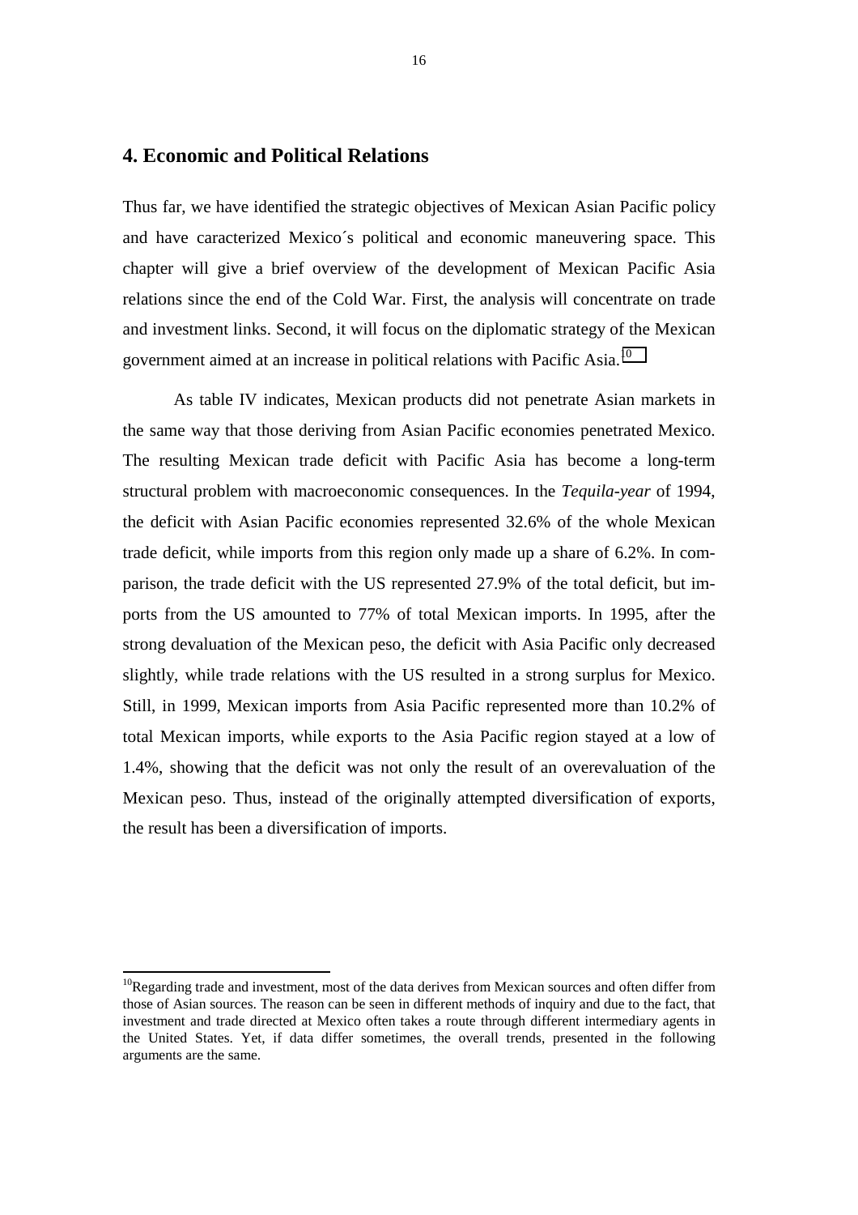## 4. Economic and Political Relations

Thus far, we have identified the strategic objectives of Mexican Asian Pacific policy and have caracterized Mexico´s political and economic maneuvering space. This chapter will give a brief overview of the development of Mexican Pacific Asia relations since the end of the Cold War. First, the analysis will concentrate on trade and investment links. Second, it will focus on the diplomatic strategy of the Mexican government aimed at an increase in political relations with Pacific Asia.[10]

As table IV indicates, Mexican products did not penetrate Asian markets in the same way that those deriving from Asian Pacific economies penetrated Mexico. The resulting Mexican trade deficit with Pacific Asia has become a long-term structural problem with macroeconomic consequences. In the *Tequila-year* of 1994, the deficit with Asian Pacific economies represented 32.6% of the whole Mexican trade deficit, while imports from this region only made up a share of 6.2%. In comparison, the trade deficit with the US represented 27.9% of the total deficit, but imports from the US amounted to 77% of total Mexican imports. In 1995, after the strong devaluation of the Mexican peso, the deficit with Asia Pacific only decreased slightly, while trade relations with the US resulted in a strong surplus for Mexico. Still, in 1999, Mexican imports from Asia Pacific represented more than 10.2% of total Mexican imports, while exports to the Asia Pacific region stayed at a low of 1.4%, showing that the deficit was not only the result of an overevaluation of the Mexican peso. Thus, instead of the originally attempted diversification of exports, the result has been a diversification of imports.

[10]Regarding trade and investment, most of the data derives from Mexican sources and often differ from those of Asian sources. The reason can be seen in different methods of inquiry and due to the fact, that investment and trade directed at Mexico often takes a route through different intermediary agents in the United States. Yet, if data differ sometimes, the overall trends, presented in the following arguments are the same.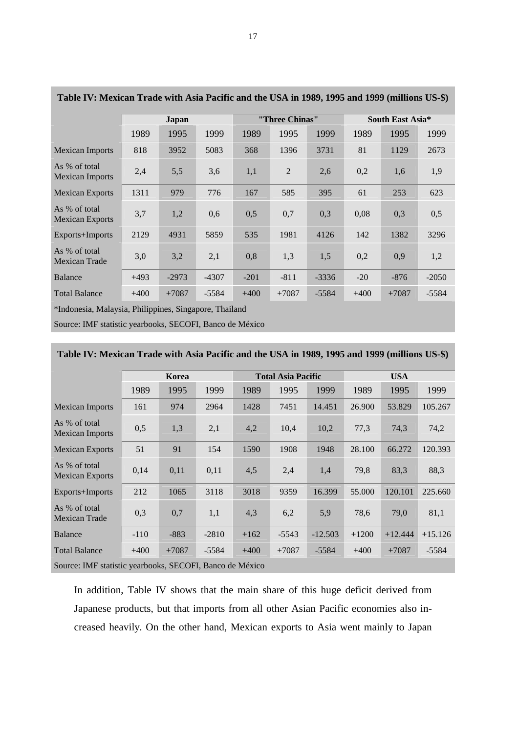**Table IV: Mexican Trade with Asia Pacific and the USA in 1989, 1995 and 1999 (millions US-$)**

| | Japan | | | "Three Chinas" | | | South East Asia* | | |
|---|---|---|---|---|---|---|---|---|---|
| | 1989 | 1995 | 1999 | 1989 | 1995 | 1999 | 1989 | 1995 | 1999 |
| Mexican Imports | 818 | 3952 | 5083 | 368 | 1396 | 3731 | 81 | 1129 | 2673 |
| As % of total Mexican Imports | 2,4 | 5,5 | 3,6 | 1,1 | 2 | 2,6 | 0,2 | 1,6 | 1,9 |
| Mexican Exports | 1311 | 979 | 776 | 167 | 585 | 395 | 61 | 253 | 623 |
| As % of total Mexican Exports | 3,7 | 1,2 | 0,6 | 0,5 | 0,7 | 0,3 | 0,08 | 0,3 | 0,5 |
| Exports+Imports | 2129 | 4931 | 5859 | 535 | 1981 | 4126 | 142 | 1382 | 3296 |
| As % of total Mexican Trade | 3,0 | 3,2 | 2,1 | 0,8 | 1,3 | 1,5 | 0,2 | 0,9 | 1,2 |
| Balance | +493 | -2973 | -4307 | -201 | -811 | -3336 | -20 | -876 | -2050 |
| Total Balance | +400 | +7087 | -5584 | +400 | +7087 | -5584 | +400 | +7087 | -5584 |

*Indonesia, Malaysia, Philippines, Singapore, Thailand

Source: IMF statistic yearbooks, SECOFI, Banco de México

**Table IV: Mexican Trade with Asia Pacific and the USA in 1989, 1995 and 1999 (millions US-$)**

| | Korea | | | Total Asia Pacific | | | USA | | |
|---|---|---|---|---|---|---|---|---|---|
| | 1989 | 1995 | 1999 | 1989 | 1995 | 1999 | 1989 | 1995 | 1999 |
| Mexican Imports | 161 | 974 | 2964 | 1428 | 7451 | 14.451 | 26.900 | 53.829 | 105.267 |
| As % of total Mexican Imports | 0,5 | 1,3 | 2,1 | 4,2 | 10,4 | 10,2 | 77,3 | 74,3 | 74,2 |
| Mexican Exports | 51 | 91 | 154 | 1590 | 1908 | 1948 | 28.100 | 66.272 | 120.393 |
| As % of total Mexican Exports | 0,14 | 0,11 | 0,11 | 4,5 | 2,4 | 1,4 | 79,8 | 83,3 | 88,3 |
| Exports+Imports | 212 | 1065 | 3118 | 3018 | 9359 | 16.399 | 55.000 | 120.101 | 225.660 |
| As % of total Mexican Trade | 0,3 | 0,7 | 1,1 | 4,3 | 6,2 | 5,9 | 78,6 | 79,0 | 81,1 |
| Balance | -110 | -883 | -2810 | +162 | -5543 | -12.503 | +1200 | +12.444 | +15.126 |
| Total Balance | +400 | +7087 | -5584 | +400 | +7087 | -5584 | +400 | +7087 | -5584 |

Source: IMF statistic yearbooks, SECOFI, Banco de México

In addition, Table IV shows that the main share of this huge deficit derived from Japanese products, but that imports from all other Asian Pacific economies also increased heavily. On the other hand, Mexican exports to Asia went mainly to Japan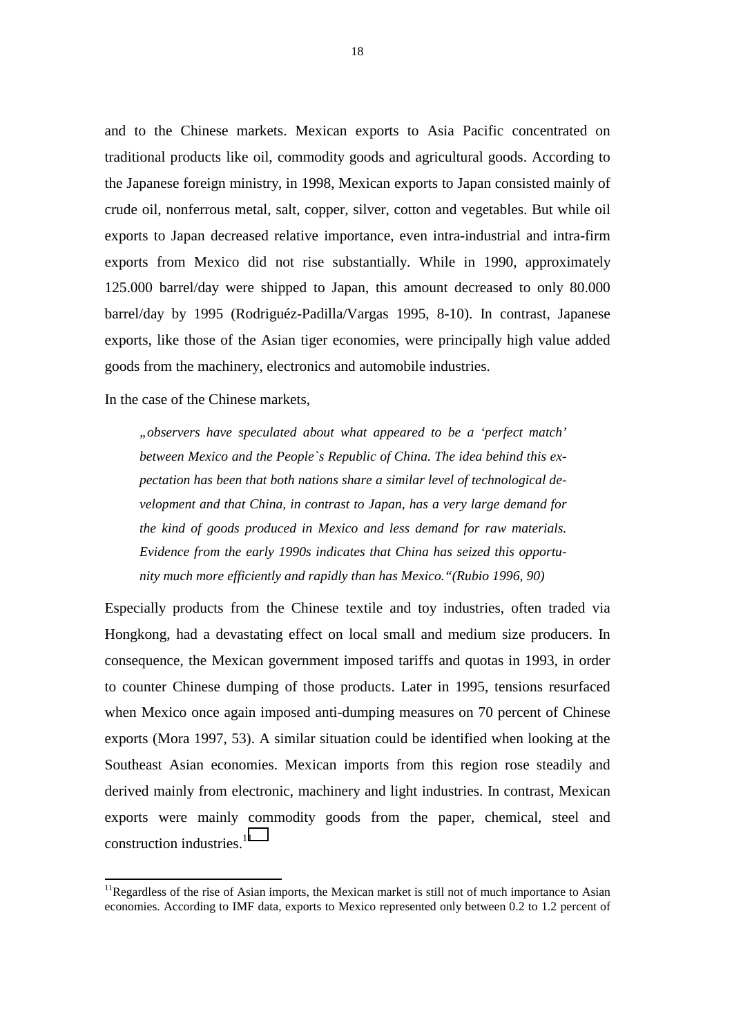and to the Chinese markets. Mexican exports to Asia Pacific concentrated on traditional products like oil, commodity goods and agricultural goods. According to the Japanese foreign ministry, in 1998, Mexican exports to Japan consisted mainly of crude oil, nonferrous metal, salt, copper, silver, cotton and vegetables. But while oil exports to Japan decreased relative importance, even intra-industrial and intra-firm exports from Mexico did not rise substantially. While in 1990, approximately 125.000 barrel/day were shipped to Japan, this amount decreased to only 80.000 barrel/day by 1995 (Rodriguéz-Padilla/Vargas 1995, 8-10). In contrast, Japanese exports, like those of the Asian tiger economies, were principally high value added goods from the machinery, electronics and automobile industries.

In the case of the Chinese markets,

> *„observers have speculated about what appeared to be a 'perfect match' between Mexico and the People`s Republic of China. The idea behind this expectation has been that both nations share a similar level of technological development and that China, in contrast to Japan, has a very large demand for the kind of goods produced in Mexico and less demand for raw materials. Evidence from the early 1990s indicates that China has seized this opportunity much more efficiently and rapidly than has Mexico."(Rubio 1996, 90)*

Especially products from the Chinese textile and toy industries, often traded via Hongkong, had a devastating effect on local small and medium size producers. In consequence, the Mexican government imposed tariffs and quotas in 1993, in order to counter Chinese dumping of those products. Later in 1995, tensions resurfaced when Mexico once again imposed anti-dumping measures on 70 percent of Chinese exports (Mora 1997, 53). A similar situation could be identified when looking at the Southeast Asian economies. Mexican imports from this region rose steadily and derived mainly from electronic, machinery and light industries. In contrast, Mexican exports were mainly commodity goods from the paper, chemical, steel and construction industries.[11]

[11]Regardless of the rise of Asian imports, the Mexican market is still not of much importance to Asian economies. According to IMF data, exports to Mexico represented only between 0.2 to 1.2 percent of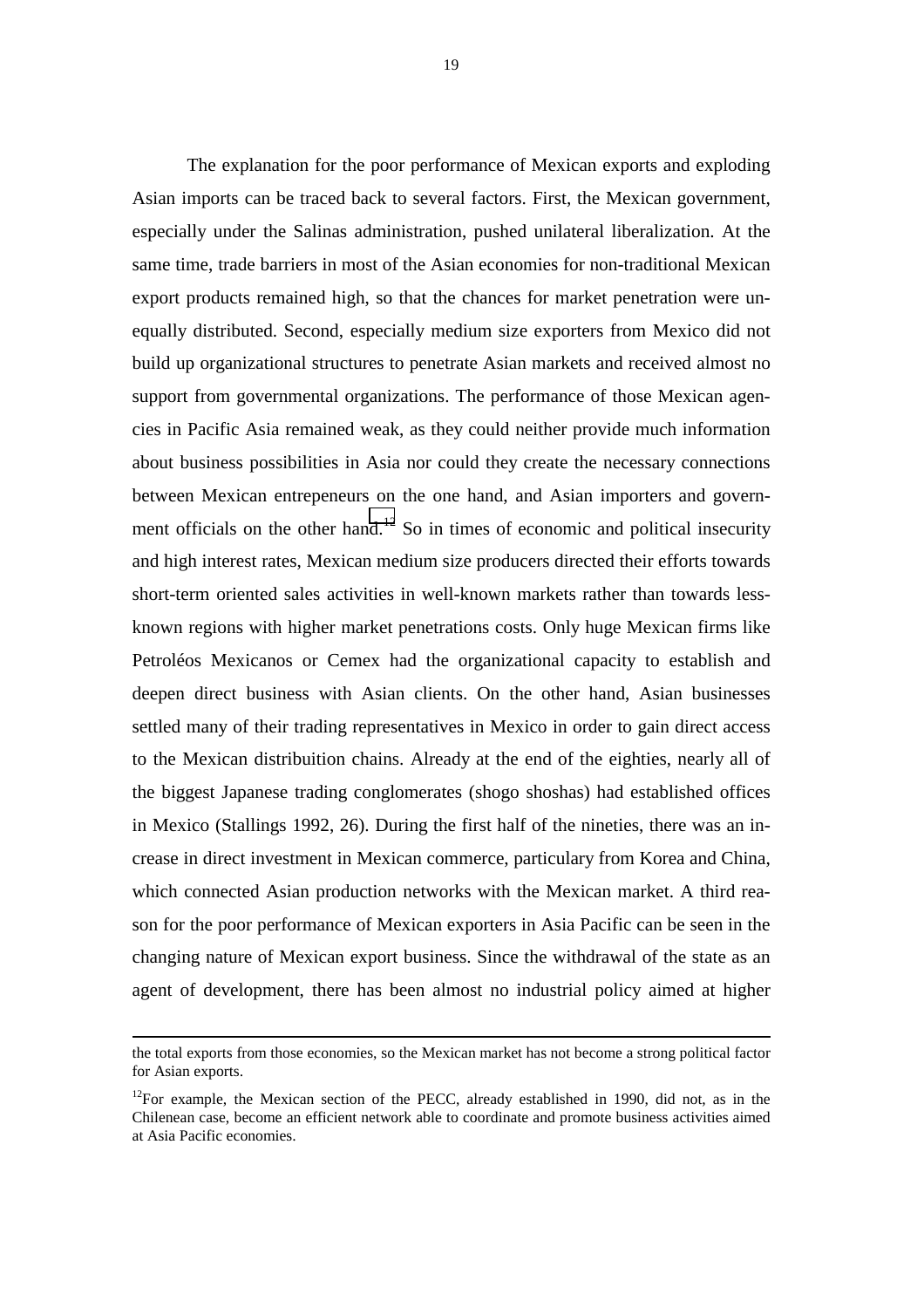The explanation for the poor performance of Mexican exports and exploding Asian imports can be traced back to several factors. First, the Mexican government, especially under the Salinas administration, pushed unilateral liberalization. At the same time, trade barriers in most of the Asian economies for non-traditional Mexican export products remained high, so that the chances for market penetration were unequally distributed. Second, especially medium size exporters from Mexico did not build up organizational structures to penetrate Asian markets and received almost no support from governmental organizations. The performance of those Mexican agencies in Pacific Asia remained weak, as they could neither provide much information about business possibilities in Asia nor could they create the necessary connections between Mexican entrepeneurs on the one hand, and Asian importers and government officials on the other hand.[12] So in times of economic and political insecurity and high interest rates, Mexican medium size producers directed their efforts towards short-term oriented sales activities in well-known markets rather than towards less-known regions with higher market penetrations costs. Only huge Mexican firms like Petroléos Mexicanos or Cemex had the organizational capacity to establish and deepen direct business with Asian clients. On the other hand, Asian businesses settled many of their trading representatives in Mexico in order to gain direct access to the Mexican distribuition chains. Already at the end of the eighties, nearly all of the biggest Japanese trading conglomerates (shogo shoshas) had established offices in Mexico (Stallings 1992, 26). During the first half of the nineties, there was an increase in direct investment in Mexican commerce, particulary from Korea and China, which connected Asian production networks with the Mexican market. A third reason for the poor performance of Mexican exporters in Asia Pacific can be seen in the changing nature of Mexican export business. Since the withdrawal of the state as an agent of development, there has been almost no industrial policy aimed at higher

---

the total exports from those economies, so the Mexican market has not become a strong political factor for Asian exports.

[12] For example, the Mexican section of the PECC, already established in 1990, did not, as in the Chilenean case, become an efficient network able to coordinate and promote business activities aimed at Asia Pacific economies.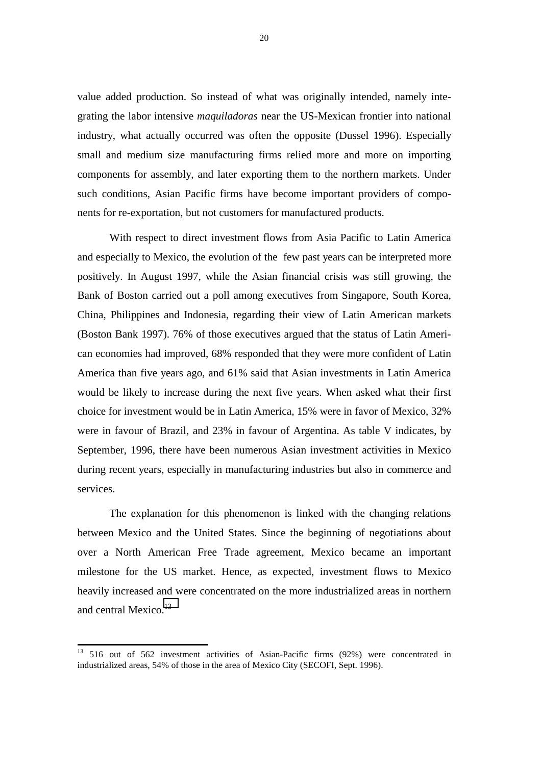value added production. So instead of what was originally intended, namely integrating the labor intensive *maquiladoras* near the US-Mexican frontier into national industry, what actually occurred was often the opposite (Dussel 1996). Especially small and medium size manufacturing firms relied more and more on importing components for assembly, and later exporting them to the northern markets. Under such conditions, Asian Pacific firms have become important providers of components for re-exportation, but not customers for manufactured products.

With respect to direct investment flows from Asia Pacific to Latin America and especially to Mexico, the evolution of the few past years can be interpreted more positively. In August 1997, while the Asian financial crisis was still growing, the Bank of Boston carried out a poll among executives from Singapore, South Korea, China, Philippines and Indonesia, regarding their view of Latin American markets (Boston Bank 1997). 76% of those executives argued that the status of Latin American economies had improved, 68% responded that they were more confident of Latin America than five years ago, and 61% said that Asian investments in Latin America would be likely to increase during the next five years. When asked what their first choice for investment would be in Latin America, 15% were in favor of Mexico, 32% were in favour of Brazil, and 23% in favour of Argentina. As table V indicates, by September, 1996, there have been numerous Asian investment activities in Mexico during recent years, especially in manufacturing industries but also in commerce and services.

The explanation for this phenomenon is linked with the changing relations between Mexico and the United States. Since the beginning of negotiations about over a North American Free Trade agreement, Mexico became an important milestone for the US market. Hence, as expected, investment flows to Mexico heavily increased and were concentrated on the more industrialized areas in northern and central Mexico.[13]

[13] 516 out of 562 investment activities of Asian-Pacific firms (92%) were concentrated in industrialized areas, 54% of those in the area of Mexico City (SECOFI, Sept. 1996).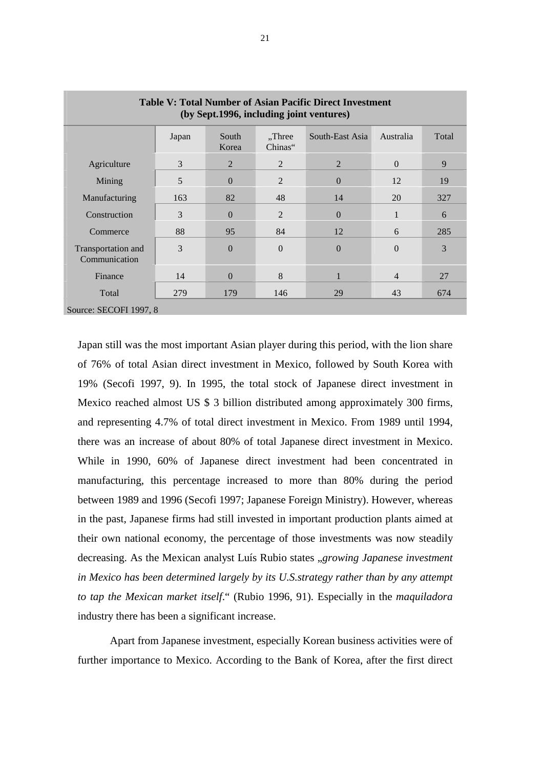| **Table V: Total Number of Asian Pacific Direct Investment (by Sept.1996, including joint ventures)** | | | | | | |
|---|---|---|---|---|---|---|
| | Japan | South Korea | „Three Chinas“ | South-East Asia | Australia | Total |
| Agriculture | 3 | 2 | 2 | 2 | 0 | 9 |
| Mining | 5 | 0 | 2 | 0 | 12 | 19 |
| Manufacturing | 163 | 82 | 48 | 14 | 20 | 327 |
| Construction | 3 | 0 | 2 | 0 | 1 | 6 |
| Commerce | 88 | 95 | 84 | 12 | 6 | 285 |
| Transportation and Communication | 3 | 0 | 0 | 0 | 0 | 3 |
| Finance | 14 | 0 | 8 | 1 | 4 | 27 |
| Total | 279 | 179 | 146 | 29 | 43 | 674 |

Source: SECOFI 1997, 8

Japan still was the most important Asian player during this period, with the lion share of 76% of total Asian direct investment in Mexico, followed by South Korea with 19% (Secofi 1997, 9). In 1995, the total stock of Japanese direct investment in Mexico reached almost US $ 3 billion distributed among approximately 300 firms, and representing 4.7% of total direct investment in Mexico. From 1989 until 1994, there was an increase of about 80% of total Japanese direct investment in Mexico. While in 1990, 60% of Japanese direct investment had been concentrated in manufacturing, this percentage increased to more than 80% during the period between 1989 and 1996 (Secofi 1997; Japanese Foreign Ministry). However, whereas in the past, Japanese firms had still invested in important production plants aimed at their own national economy, the percentage of those investments was now steadily decreasing. As the Mexican analyst Luís Rubio states „*growing Japanese investment in Mexico has been determined largely by its U.S.strategy rather than by any attempt to tap the Mexican market itself*.“ (Rubio 1996, 91). Especially in the *maquiladora* industry there has been a significant increase.

Apart from Japanese investment, especially Korean business activities were of further importance to Mexico. According to the Bank of Korea, after the first direct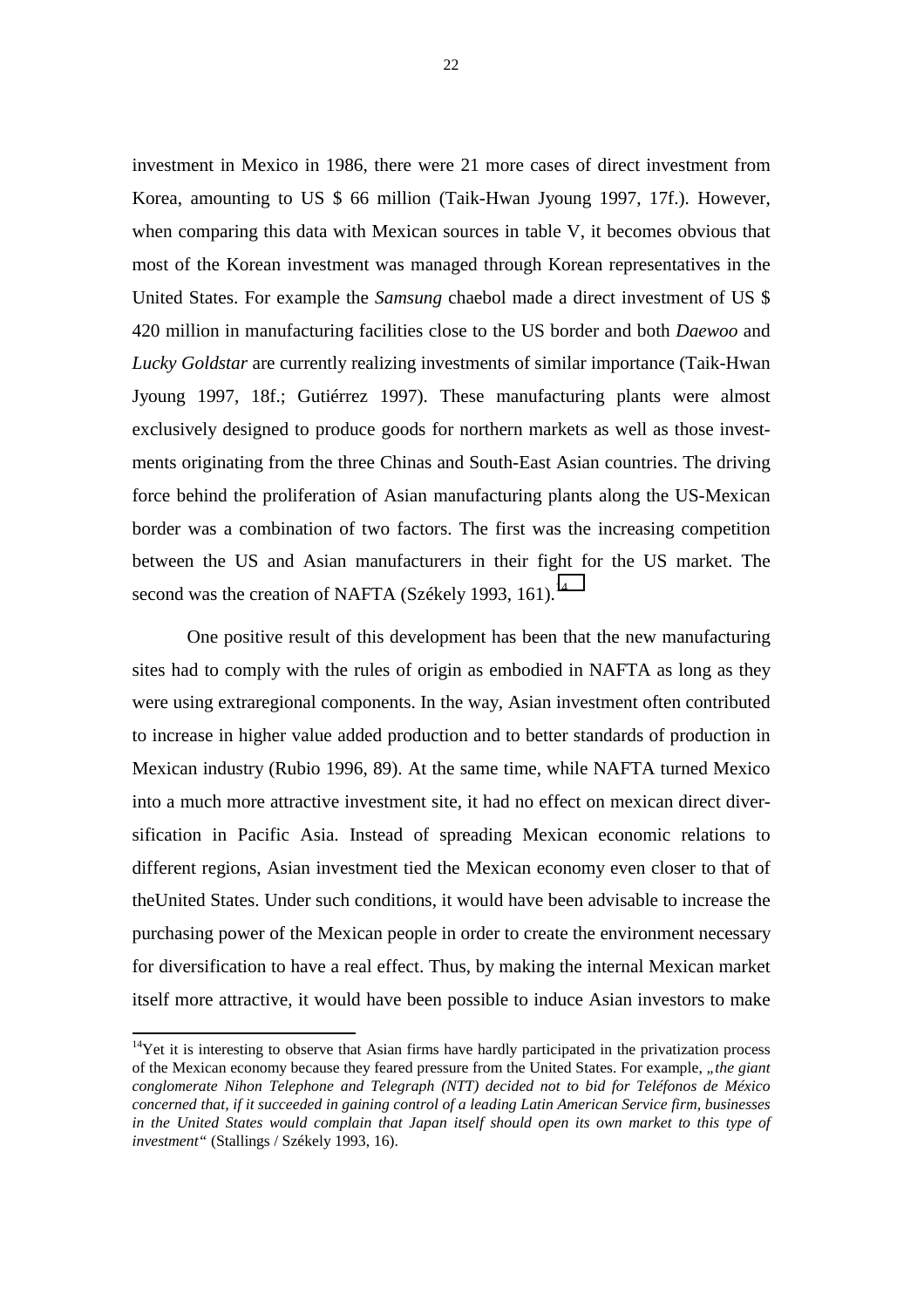investment in Mexico in 1986, there were 21 more cases of direct investment from Korea, amounting to US $ 66 million (Taik-Hwan Jyoung 1997, 17f.). However, when comparing this data with Mexican sources in table V, it becomes obvious that most of the Korean investment was managed through Korean representatives in the United States. For example the *Samsung* chaebol made a direct investment of US $ 420 million in manufacturing facilities close to the US border and both *Daewoo* and *Lucky Goldstar* are currently realizing investments of similar importance (Taik-Hwan Jyoung 1997, 18f.; Gutiérrez 1997). These manufacturing plants were almost exclusively designed to produce goods for northern markets as well as those investments originating from the three Chinas and South-East Asian countries. The driving force behind the proliferation of Asian manufacturing plants along the US-Mexican border was a combination of two factors. The first was the increasing competition between the US and Asian manufacturers in their fight for the US market. The second was the creation of NAFTA (Székely 1993, 161).[14]

One positive result of this development has been that the new manufacturing sites had to comply with the rules of origin as embodied in NAFTA as long as they were using extraregional components. In the way, Asian investment often contributed to increase in higher value added production and to better standards of production in Mexican industry (Rubio 1996, 89). At the same time, while NAFTA turned Mexico into a much more attractive investment site, it had no effect on mexican direct diversification in Pacific Asia. Instead of spreading Mexican economic relations to different regions, Asian investment tied the Mexican economy even closer to that of theUnited States. Under such conditions, it would have been advisable to increase the purchasing power of the Mexican people in order to create the environment necessary for diversification to have a real effect. Thus, by making the internal Mexican market itself more attractive, it would have been possible to induce Asian investors to make

---

[14]Yet it is interesting to observe that Asian firms have hardly participated in the privatization process of the Mexican economy because they feared pressure from the United States. For example, *„the giant conglomerate Nihon Telephone and Telegraph (NTT) decided not to bid for Teléfonos de México concerned that, if it succeeded in gaining control of a leading Latin American Service firm, businesses in the United States would complain that Japan itself should open its own market to this type of investment"* (Stallings / Székely 1993, 16).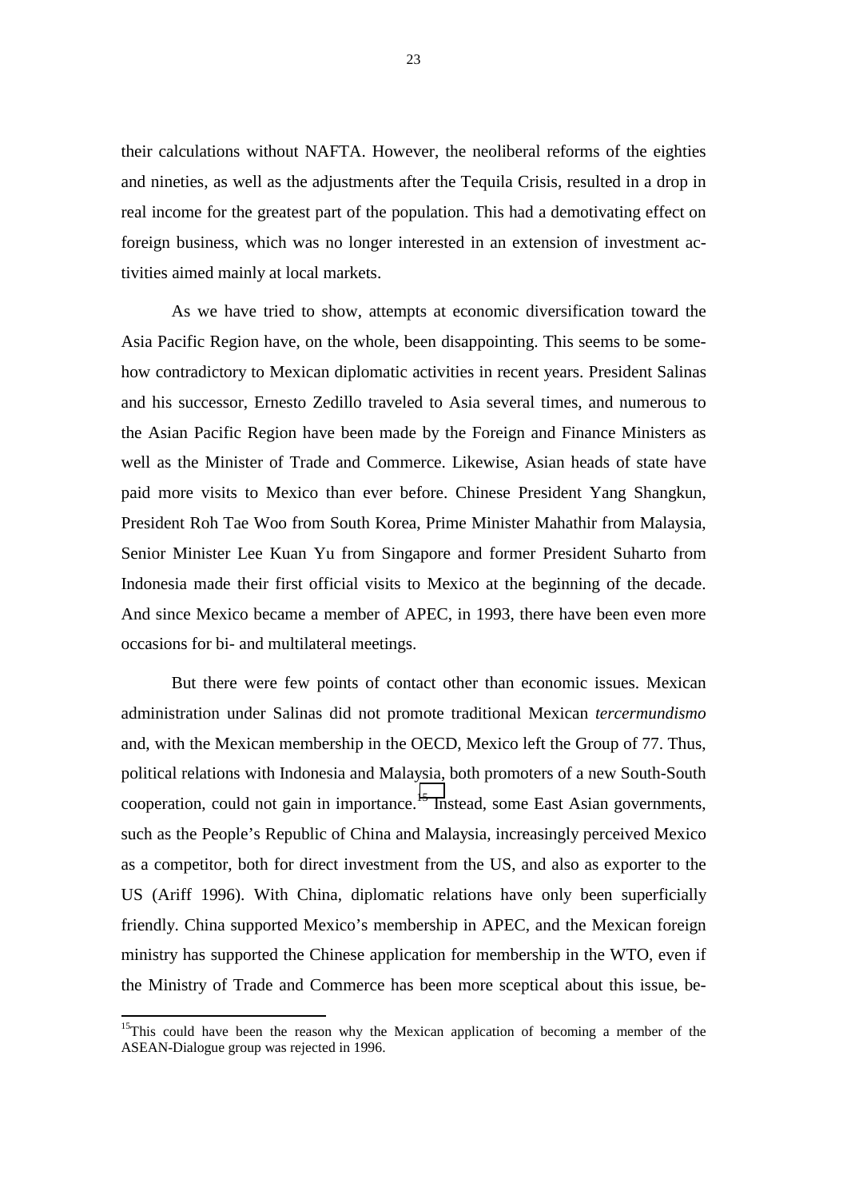their calculations without NAFTA. However, the neoliberal reforms of the eighties and nineties, as well as the adjustments after the Tequila Crisis, resulted in a drop in real income for the greatest part of the population. This had a demotivating effect on foreign business, which was no longer interested in an extension of investment activities aimed mainly at local markets.

As we have tried to show, attempts at economic diversification toward the Asia Pacific Region have, on the whole, been disappointing. This seems to be somehow contradictory to Mexican diplomatic activities in recent years. President Salinas and his successor, Ernesto Zedillo traveled to Asia several times, and numerous to the Asian Pacific Region have been made by the Foreign and Finance Ministers as well as the Minister of Trade and Commerce. Likewise, Asian heads of state have paid more visits to Mexico than ever before. Chinese President Yang Shangkun, President Roh Tae Woo from South Korea, Prime Minister Mahathir from Malaysia, Senior Minister Lee Kuan Yu from Singapore and former President Suharto from Indonesia made their first official visits to Mexico at the beginning of the decade. And since Mexico became a member of APEC, in 1993, there have been even more occasions for bi- and multilateral meetings.

But there were few points of contact other than economic issues. Mexican administration under Salinas did not promote traditional Mexican *tercermundismo* and, with the Mexican membership in the OECD, Mexico left the Group of 77. Thus, political relations with Indonesia and Malaysia, both promoters of a new South-South cooperation, could not gain in importance.[15] Instead, some East Asian governments, such as the People's Republic of China and Malaysia, increasingly perceived Mexico as a competitor, both for direct investment from the US, and also as exporter to the US (Ariff 1996). With China, diplomatic relations have only been superficially friendly. China supported Mexico's membership in APEC, and the Mexican foreign ministry has supported the Chinese application for membership in the WTO, even if the Ministry of Trade and Commerce has been more sceptical about this issue, be-

[15] This could have been the reason why the Mexican application of becoming a member of the ASEAN-Dialogue group was rejected in 1996.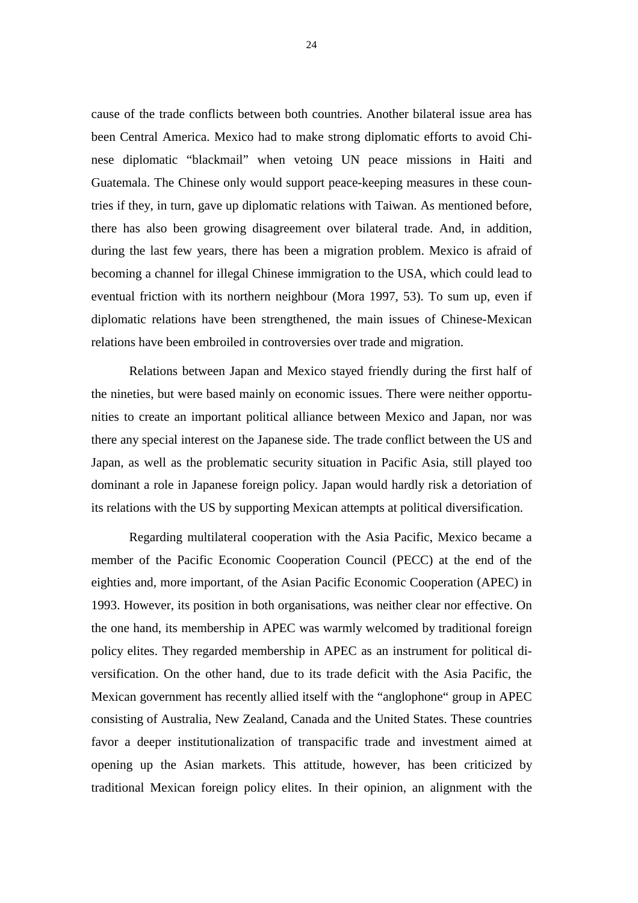cause of the trade conflicts between both countries. Another bilateral issue area has been Central America. Mexico had to make strong diplomatic efforts to avoid Chinese diplomatic "blackmail" when vetoing UN peace missions in Haiti and Guatemala. The Chinese only would support peace-keeping measures in these countries if they, in turn, gave up diplomatic relations with Taiwan. As mentioned before, there has also been growing disagreement over bilateral trade. And, in addition, during the last few years, there has been a migration problem. Mexico is afraid of becoming a channel for illegal Chinese immigration to the USA, which could lead to eventual friction with its northern neighbour (Mora 1997, 53). To sum up, even if diplomatic relations have been strengthened, the main issues of Chinese-Mexican relations have been embroiled in controversies over trade and migration.

Relations between Japan and Mexico stayed friendly during the first half of the nineties, but were based mainly on economic issues. There were neither opportunities to create an important political alliance between Mexico and Japan, nor was there any special interest on the Japanese side. The trade conflict between the US and Japan, as well as the problematic security situation in Pacific Asia, still played too dominant a role in Japanese foreign policy. Japan would hardly risk a detoriation of its relations with the US by supporting Mexican attempts at political diversification.

Regarding multilateral cooperation with the Asia Pacific, Mexico became a member of the Pacific Economic Cooperation Council (PECC) at the end of the eighties and, more important, of the Asian Pacific Economic Cooperation (APEC) in 1993. However, its position in both organisations, was neither clear nor effective. On the one hand, its membership in APEC was warmly welcomed by traditional foreign policy elites. They regarded membership in APEC as an instrument for political diversification. On the other hand, due to its trade deficit with the Asia Pacific, the Mexican government has recently allied itself with the "anglophone" group in APEC consisting of Australia, New Zealand, Canada and the United States. These countries favor a deeper institutionalization of transpacific trade and investment aimed at opening up the Asian markets. This attitude, however, has been criticized by traditional Mexican foreign policy elites. In their opinion, an alignment with the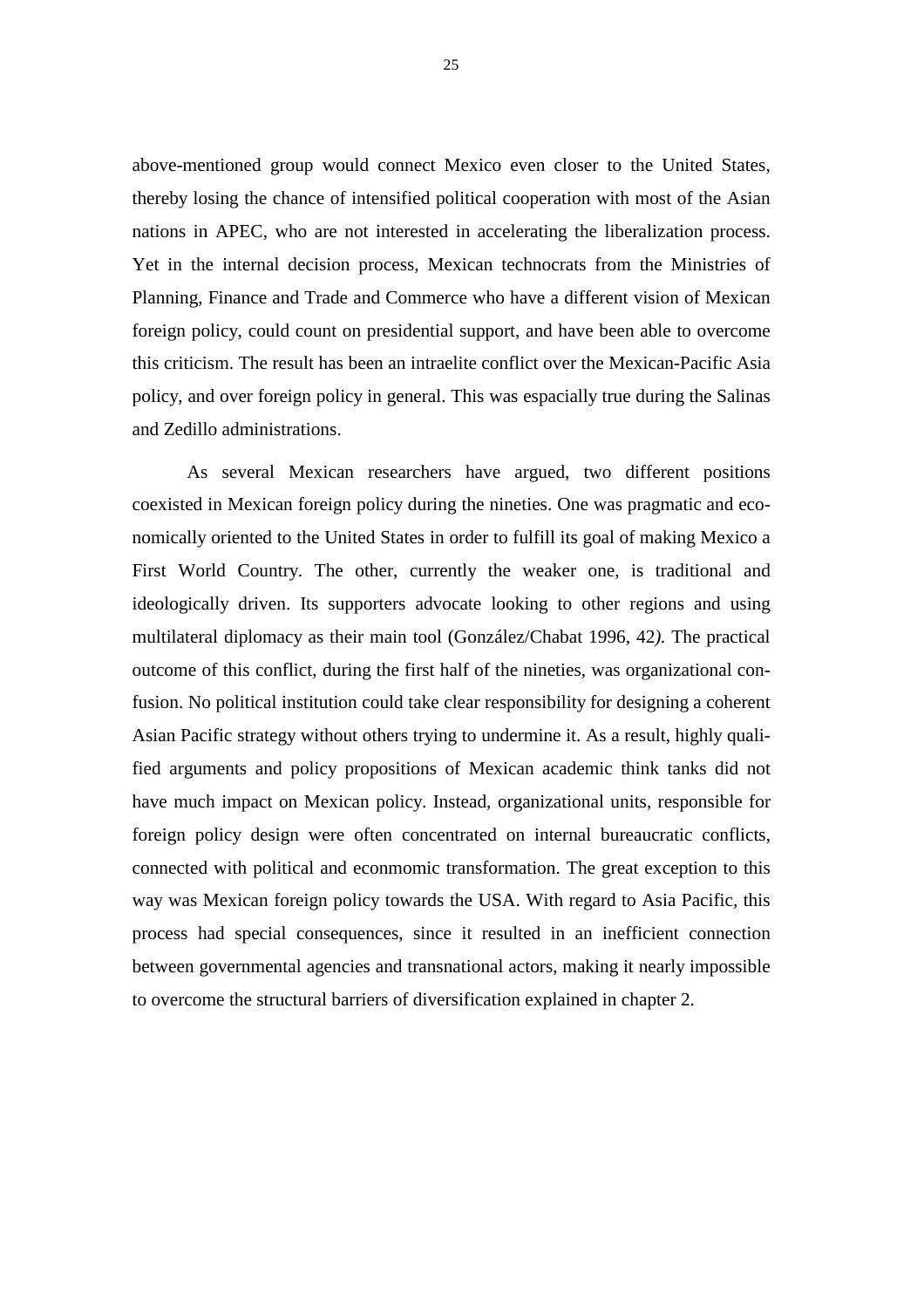above-mentioned group would connect Mexico even closer to the United States, thereby losing the chance of intensified political cooperation with most of the Asian nations in APEC, who are not interested in accelerating the liberalization process. Yet in the internal decision process, Mexican technocrats from the Ministries of Planning, Finance and Trade and Commerce who have a different vision of Mexican foreign policy, could count on presidential support, and have been able to overcome this criticism. The result has been an intraelite conflict over the Mexican-Pacific Asia policy, and over foreign policy in general. This was espacially true during the Salinas and Zedillo administrations.

As several Mexican researchers have argued, two different positions coexisted in Mexican foreign policy during the nineties. One was pragmatic and economically oriented to the United States in order to fulfill its goal of making Mexico a First World Country. The other, currently the weaker one, is traditional and ideologically driven. Its supporters advocate looking to other regions and using multilateral diplomacy as their main tool (González/Chabat 1996, 42*).* The practical outcome of this conflict, during the first half of the nineties, was organizational confusion. No political institution could take clear responsibility for designing a coherent Asian Pacific strategy without others trying to undermine it. As a result, highly qualified arguments and policy propositions of Mexican academic think tanks did not have much impact on Mexican policy. Instead, organizational units, responsible for foreign policy design were often concentrated on internal bureaucratic conflicts, connected with political and econmomic transformation. The great exception to this way was Mexican foreign policy towards the USA. With regard to Asia Pacific, this process had special consequences, since it resulted in an inefficient connection between governmental agencies and transnational actors, making it nearly impossible to overcome the structural barriers of diversification explained in chapter 2.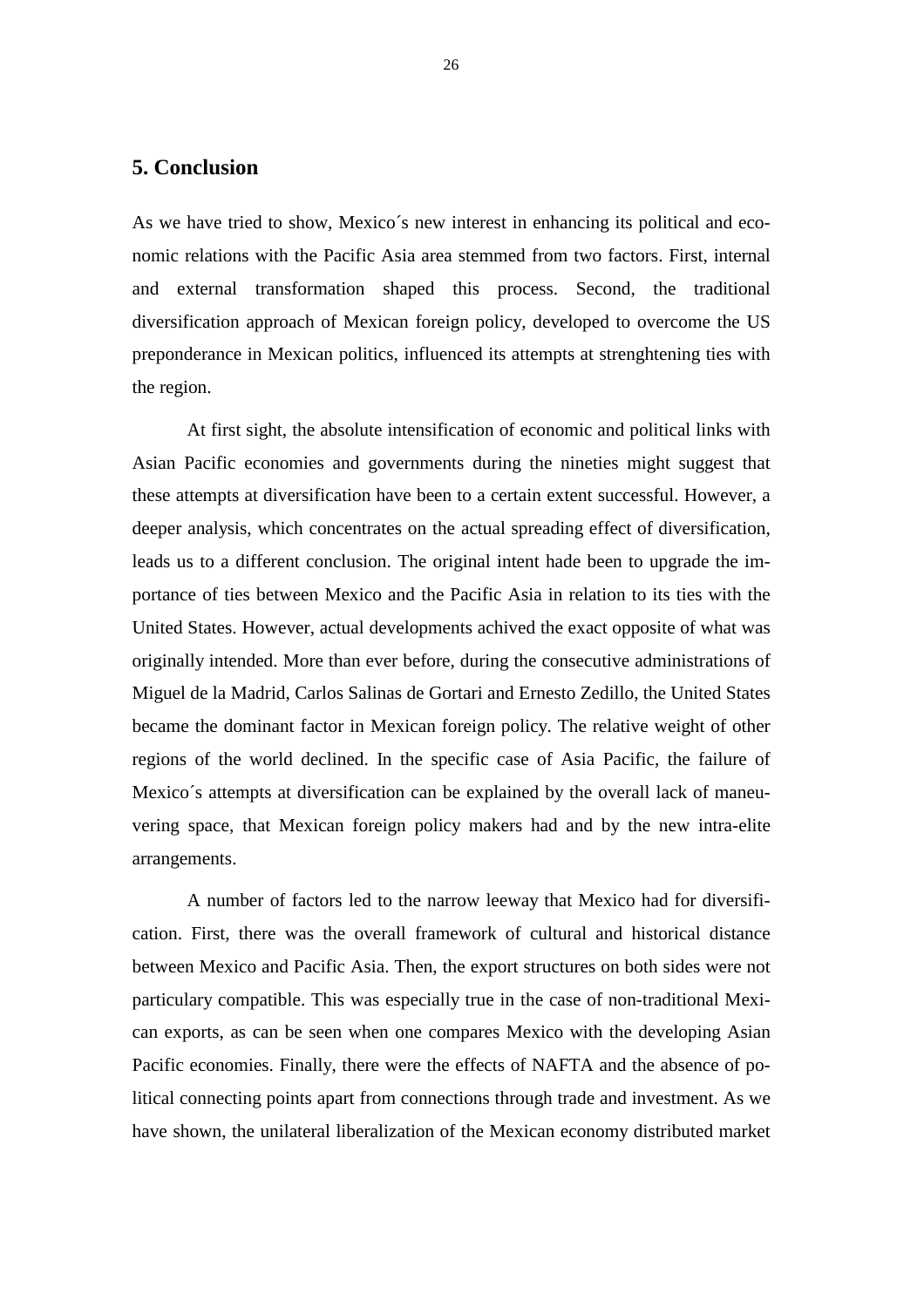## 5. Conclusion

As we have tried to show, Mexico´s new interest in enhancing its political and economic relations with the Pacific Asia area stemmed from two factors. First, internal and external transformation shaped this process. Second, the traditional diversification approach of Mexican foreign policy, developed to overcome the US preponderance in Mexican politics, influenced its attempts at strenghtening ties with the region.

At first sight, the absolute intensification of economic and political links with Asian Pacific economies and governments during the nineties might suggest that these attempts at diversification have been to a certain extent successful. However, a deeper analysis, which concentrates on the actual spreading effect of diversification, leads us to a different conclusion. The original intent hade been to upgrade the importance of ties between Mexico and the Pacific Asia in relation to its ties with the United States. However, actual developments achived the exact opposite of what was originally intended. More than ever before, during the consecutive administrations of Miguel de la Madrid, Carlos Salinas de Gortari and Ernesto Zedillo, the United States became the dominant factor in Mexican foreign policy. The relative weight of other regions of the world declined. In the specific case of Asia Pacific, the failure of Mexico´s attempts at diversification can be explained by the overall lack of maneuvering space, that Mexican foreign policy makers had and by the new intra-elite arrangements.

A number of factors led to the narrow leeway that Mexico had for diversification. First, there was the overall framework of cultural and historical distance between Mexico and Pacific Asia. Then, the export structures on both sides were not particulary compatible. This was especially true in the case of non-traditional Mexican exports, as can be seen when one compares Mexico with the developing Asian Pacific economies. Finally, there were the effects of NAFTA and the absence of political connecting points apart from connections through trade and investment. As we have shown, the unilateral liberalization of the Mexican economy distributed market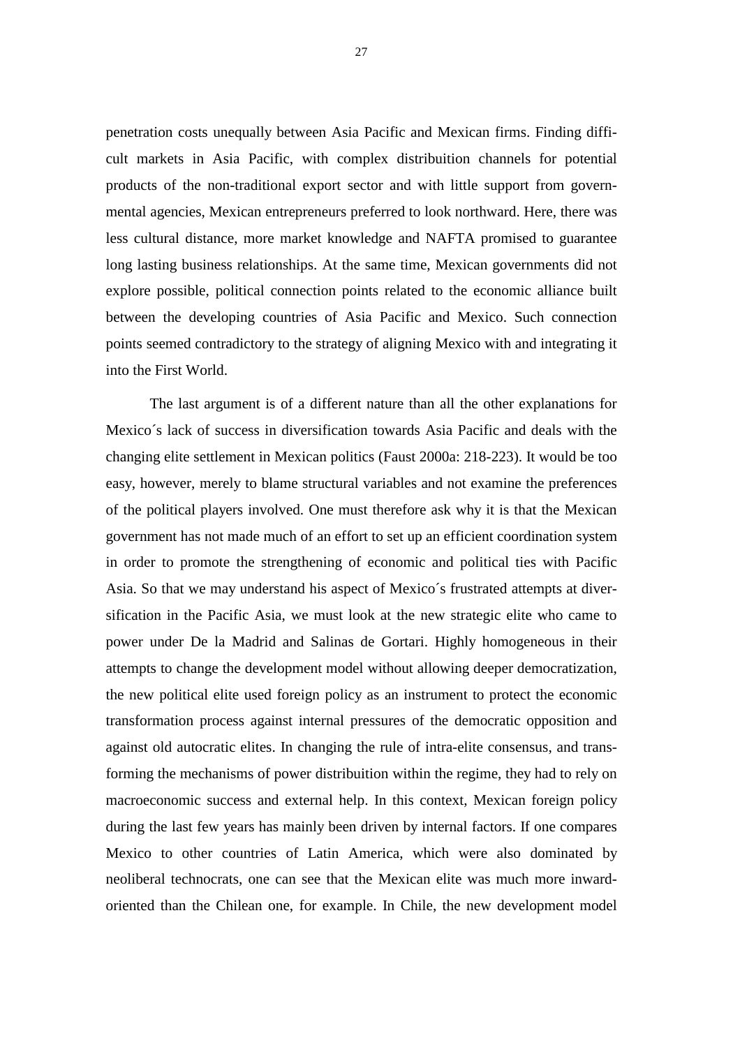penetration costs unequally between Asia Pacific and Mexican firms. Finding difficult markets in Asia Pacific, with complex distribuition channels for potential products of the non-traditional export sector and with little support from governmental agencies, Mexican entrepreneurs preferred to look northward. Here, there was less cultural distance, more market knowledge and NAFTA promised to guarantee long lasting business relationships. At the same time, Mexican governments did not explore possible, political connection points related to the economic alliance built between the developing countries of Asia Pacific and Mexico. Such connection points seemed contradictory to the strategy of aligning Mexico with and integrating it into the First World.

The last argument is of a different nature than all the other explanations for Mexico´s lack of success in diversification towards Asia Pacific and deals with the changing elite settlement in Mexican politics (Faust 2000a: 218-223). It would be too easy, however, merely to blame structural variables and not examine the preferences of the political players involved. One must therefore ask why it is that the Mexican government has not made much of an effort to set up an efficient coordination system in order to promote the strengthening of economic and political ties with Pacific Asia. So that we may understand his aspect of Mexico´s frustrated attempts at diversification in the Pacific Asia, we must look at the new strategic elite who came to power under De la Madrid and Salinas de Gortari. Highly homogeneous in their attempts to change the development model without allowing deeper democratization, the new political elite used foreign policy as an instrument to protect the economic transformation process against internal pressures of the democratic opposition and against old autocratic elites. In changing the rule of intra-elite consensus, and transforming the mechanisms of power distribuition within the regime, they had to rely on macroeconomic success and external help. In this context, Mexican foreign policy during the last few years has mainly been driven by internal factors. If one compares Mexico to other countries of Latin America, which were also dominated by neoliberal technocrats, one can see that the Mexican elite was much more inward-oriented than the Chilean one, for example. In Chile, the new development model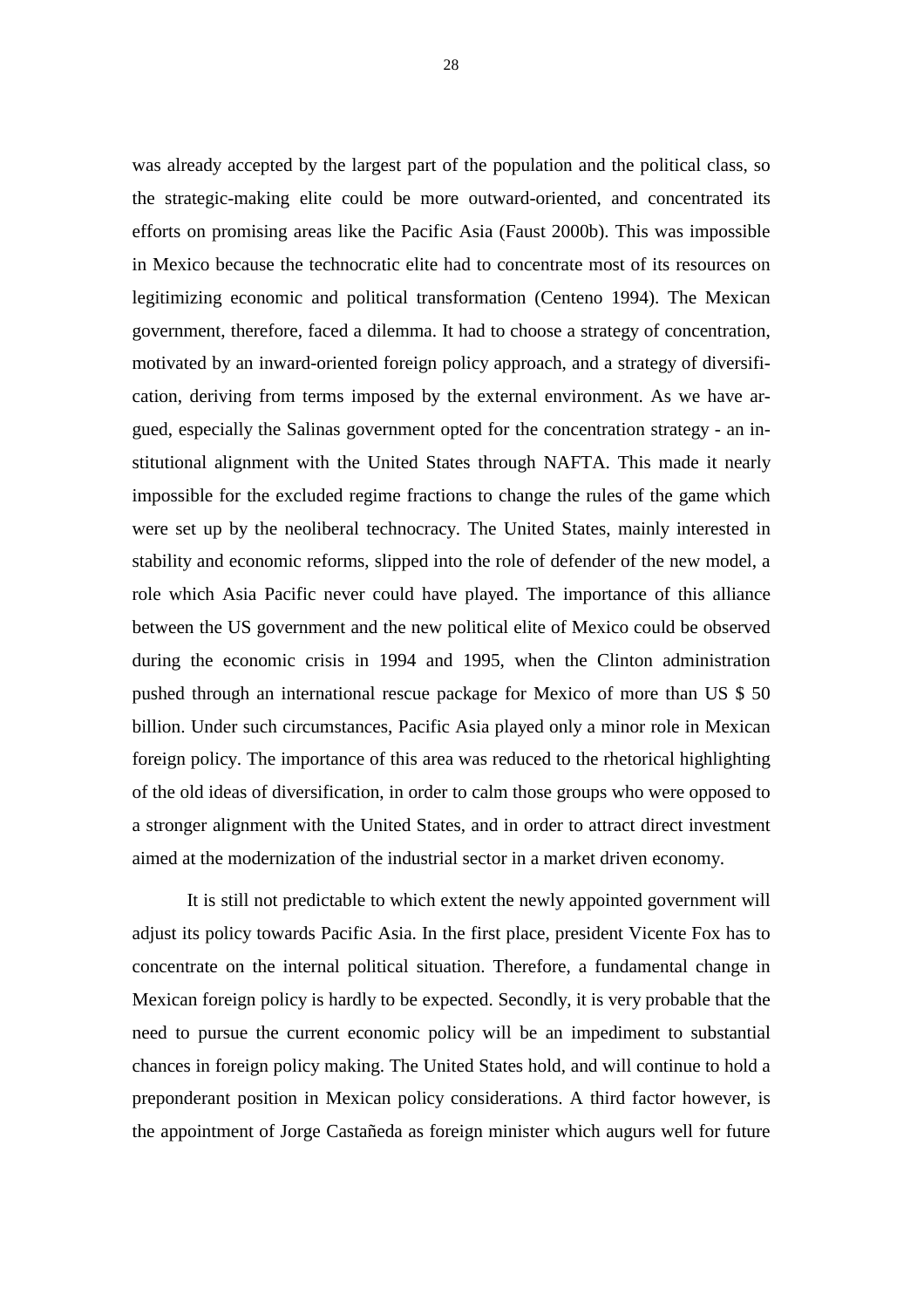was already accepted by the largest part of the population and the political class, so the strategic-making elite could be more outward-oriented, and concentrated its efforts on promising areas like the Pacific Asia (Faust 2000b). This was impossible in Mexico because the technocratic elite had to concentrate most of its resources on legitimizing economic and political transformation (Centeno 1994). The Mexican government, therefore, faced a dilemma. It had to choose a strategy of concentration, motivated by an inward-oriented foreign policy approach, and a strategy of diversification, deriving from terms imposed by the external environment. As we have argued, especially the Salinas government opted for the concentration strategy - an institutional alignment with the United States through NAFTA. This made it nearly impossible for the excluded regime fractions to change the rules of the game which were set up by the neoliberal technocracy. The United States, mainly interested in stability and economic reforms, slipped into the role of defender of the new model, a role which Asia Pacific never could have played. The importance of this alliance between the US government and the new political elite of Mexico could be observed during the economic crisis in 1994 and 1995, when the Clinton administration pushed through an international rescue package for Mexico of more than US $ 50 billion. Under such circumstances, Pacific Asia played only a minor role in Mexican foreign policy. The importance of this area was reduced to the rhetorical highlighting of the old ideas of diversification, in order to calm those groups who were opposed to a stronger alignment with the United States, and in order to attract direct investment aimed at the modernization of the industrial sector in a market driven economy.

It is still not predictable to which extent the newly appointed government will adjust its policy towards Pacific Asia. In the first place, president Vicente Fox has to concentrate on the internal political situation. Therefore, a fundamental change in Mexican foreign policy is hardly to be expected. Secondly, it is very probable that the need to pursue the current economic policy will be an impediment to substantial chances in foreign policy making. The United States hold, and will continue to hold a preponderant position in Mexican policy considerations. A third factor however, is the appointment of Jorge Castañeda as foreign minister which augurs well for future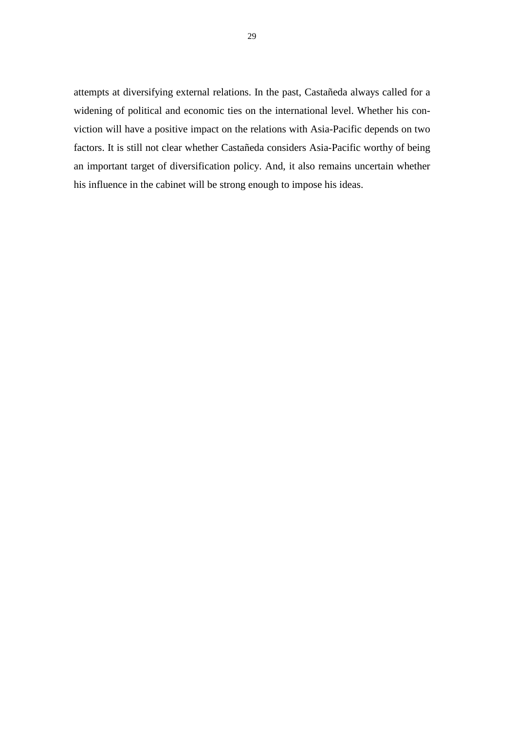attempts at diversifying external relations. In the past, Castañeda always called for a widening of political and economic ties on the international level. Whether his conviction will have a positive impact on the relations with Asia-Pacific depends on two factors. It is still not clear whether Castañeda considers Asia-Pacific worthy of being an important target of diversification policy. And, it also remains uncertain whether his influence in the cabinet will be strong enough to impose his ideas.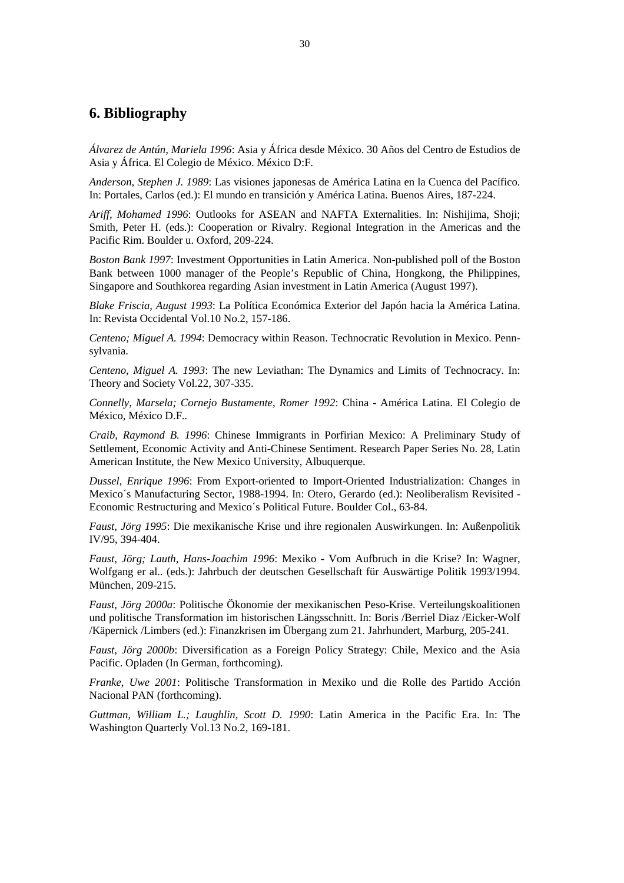## 6. Bibliography

*Álvarez de Antún, Mariela 1996*: Asia y África desde México. 30 Años del Centro de Estudios de Asia y África. El Colegio de México. México D:F.

*Anderson, Stephen J. 1989*: Las visiones japonesas de América Latina en la Cuenca del Pacífico. In: Portales, Carlos (ed.): El mundo en transición y América Latina. Buenos Aires, 187-224.

*Ariff, Mohamed 1996*: Outlooks for ASEAN and NAFTA Externalities. In: Nishijima, Shoji; Smith, Peter H. (eds.): Cooperation or Rivalry. Regional Integration in the Americas and the Pacific Rim. Boulder u. Oxford, 209-224.

*Boston Bank 1997*: Investment Opportunities in Latin America. Non-published poll of the Boston Bank between 1000 manager of the People's Republic of China, Hongkong, the Philippines, Singapore and Southkorea regarding Asian investment in Latin America (August 1997).

*Blake Friscia, August 1993*: La Política Económica Exterior del Japón hacia la América Latina. In: Revista Occidental Vol.10 No.2, 157-186.

*Centeno; Miguel A. 1994*: Democracy within Reason. Technocratic Revolution in Mexico. Pennsylvania.

*Centeno, Miguel A. 1993*: The new Leviathan: The Dynamics and Limits of Technocracy. In: Theory and Society Vol.22, 307-335.

*Connelly, Marsela; Cornejo Bustamente, Romer 1992*: China - América Latina. El Colegio de México, México D.F..

*Craib, Raymond B. 1996*: Chinese Immigrants in Porfirian Mexico: A Preliminary Study of Settlement, Economic Activity and Anti-Chinese Sentiment. Research Paper Series No. 28, Latin American Institute, the New Mexico University, Albuquerque.

*Dussel, Enrique 1996*: From Export-oriented to Import-Oriented Industrialization: Changes in Mexico´s Manufacturing Sector, 1988-1994. In: Otero, Gerardo (ed.): Neoliberalism Revisited - Economic Restructuring and Mexico´s Political Future. Boulder Col., 63-84.

*Faust, Jörg 1995*: Die mexikanische Krise und ihre regionalen Auswirkungen. In: Außenpolitik IV/95, 394-404.

*Faust, Jörg; Lauth, Hans-Joachim 1996*: Mexiko - Vom Aufbruch in die Krise? In: Wagner, Wolfgang er al.. (eds.): Jahrbuch der deutschen Gesellschaft für Auswärtige Politik 1993/1994. München, 209-215.

*Faust, Jörg 2000a*: Politische Ökonomie der mexikanischen Peso-Krise. Verteilungskoalitionen und politische Transformation im historischen Längsschnitt. In: Boris /Berriel Diaz /Eicker-Wolf /Käpernick /Limbers (ed.): Finanzkrisen im Übergang zum 21. Jahrhundert, Marburg, 205-241.

*Faust, Jörg 2000b*: Diversification as a Foreign Policy Strategy: Chile, Mexico and the Asia Pacific. Opladen (In German, forthcoming).

*Franke, Uwe 2001*: Politische Transformation in Mexiko und die Rolle des Partido Acción Nacional PAN (forthcoming).

*Guttman, William L.; Laughlin, Scott D. 1990*: Latin America in the Pacific Era. In: The Washington Quarterly Vol.13 No.2, 169-181.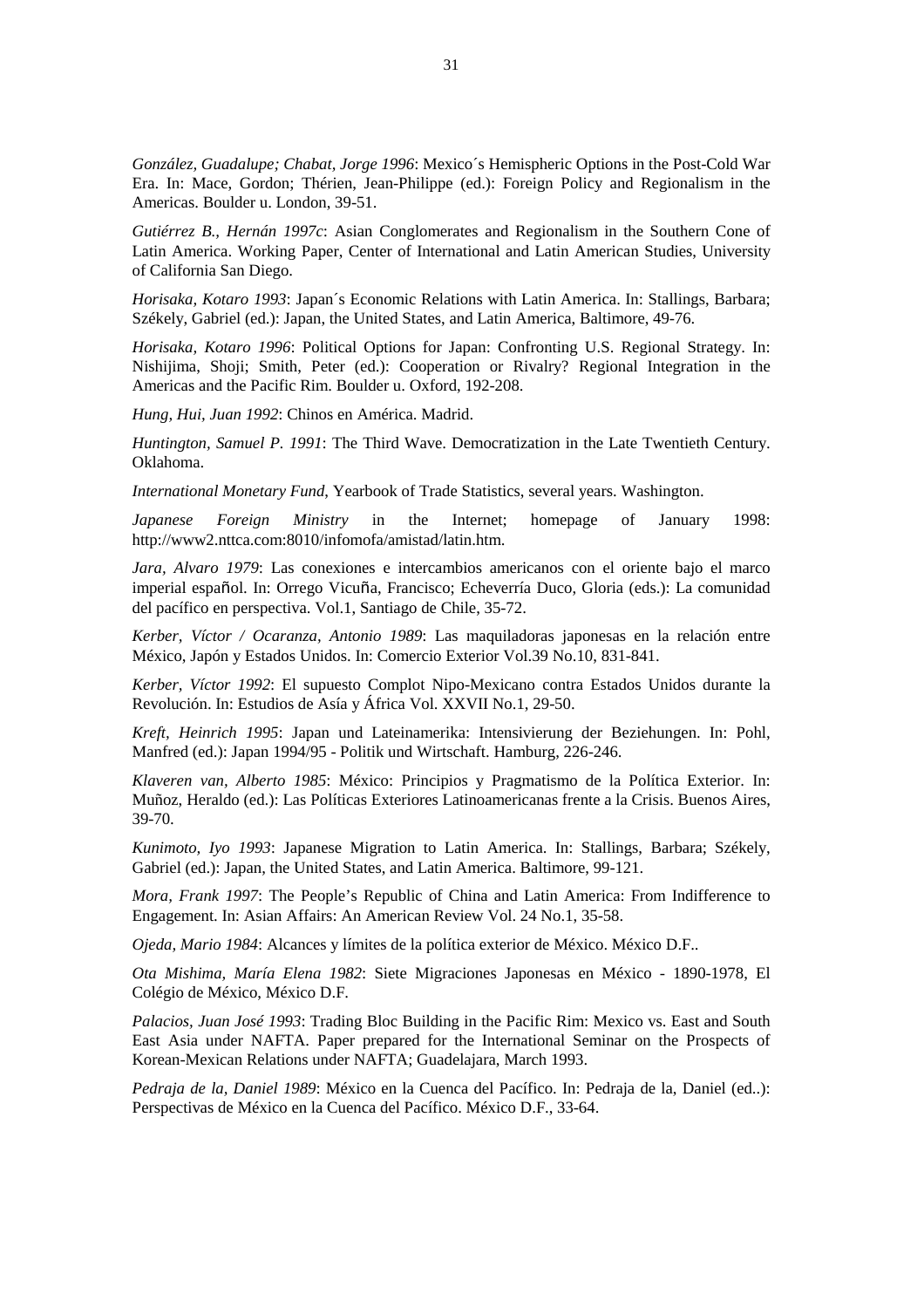*González, Guadalupe; Chabat, Jorge 1996*: Mexico´s Hemispheric Options in the Post-Cold War Era. In: Mace, Gordon; Thérien, Jean-Philippe (ed.): Foreign Policy and Regionalism in the Americas. Boulder u. London, 39-51.

*Gutiérrez B., Hernán 1997c*: Asian Conglomerates and Regionalism in the Southern Cone of Latin America. Working Paper, Center of International and Latin American Studies, University of California San Diego.

*Horisaka, Kotaro 1993*: Japan´s Economic Relations with Latin America. In: Stallings, Barbara; Székely, Gabriel (ed.): Japan, the United States, and Latin America, Baltimore, 49-76.

*Horisaka, Kotaro 1996*: Political Options for Japan: Confronting U.S. Regional Strategy. In: Nishijima, Shoji; Smith, Peter (ed.): Cooperation or Rivalry? Regional Integration in the Americas and the Pacific Rim. Boulder u. Oxford, 192-208.

*Hung, Hui, Juan 1992*: Chinos en América. Madrid.

*Huntington, Samuel P. 1991*: The Third Wave. Democratization in the Late Twentieth Century. Oklahoma.

*International Monetary Fund*, Yearbook of Trade Statistics, several years. Washington.

*Japanese Foreign Ministry* in the Internet; homepage of January 1998: http://www2.nttca.com:8010/infomofa/amistad/latin.htm.

*Jara, Alvaro 1979*: Las conexiones e intercambios americanos con el oriente bajo el marco imperial español. In: Orrego Vicuña, Francisco; Echeverría Duco, Gloria (eds.): La comunidad del pacífico en perspectiva. Vol.1, Santiago de Chile, 35-72.

*Kerber, Víctor / Ocaranza, Antonio 1989*: Las maquiladoras japonesas en la relación entre México, Japón y Estados Unidos. In: Comercio Exterior Vol.39 No.10, 831-841.

*Kerber, Víctor 1992*: El supuesto Complot Nipo-Mexicano contra Estados Unidos durante la Revolución. In: Estudios de Asía y África Vol. XXVII No.1, 29-50.

*Kreft, Heinrich 1995*: Japan und Lateinamerika: Intensivierung der Beziehungen. In: Pohl, Manfred (ed.): Japan 1994/95 - Politik und Wirtschaft. Hamburg, 226-246.

*Klaveren van, Alberto 1985*: México: Principios y Pragmatismo de la Política Exterior. In: Muñoz, Heraldo (ed.): Las Políticas Exteriores Latinoamericanas frente a la Crisis. Buenos Aires, 39-70.

*Kunimoto, Iyo 1993*: Japanese Migration to Latin America. In: Stallings, Barbara; Székely, Gabriel (ed.): Japan, the United States, and Latin America. Baltimore, 99-121.

*Mora, Frank 1997*: The People's Republic of China and Latin America: From Indifference to Engagement. In: Asian Affairs: An American Review Vol. 24 No.1, 35-58.

*Ojeda, Mario 1984*: Alcances y límites de la política exterior de México. México D.F..

*Ota Mishima, María Elena 1982*: Siete Migraciones Japonesas en México - 1890-1978, El Colégio de México, México D.F.

*Palacios, Juan José 1993*: Trading Bloc Building in the Pacific Rim: Mexico vs. East and South East Asia under NAFTA. Paper prepared for the International Seminar on the Prospects of Korean-Mexican Relations under NAFTA; Guadelajara, March 1993.

*Pedraja de la, Daniel 1989*: México en la Cuenca del Pacífico. In: Pedraja de la, Daniel (ed..): Perspectivas de México en la Cuenca del Pacífico. México D.F., 33-64.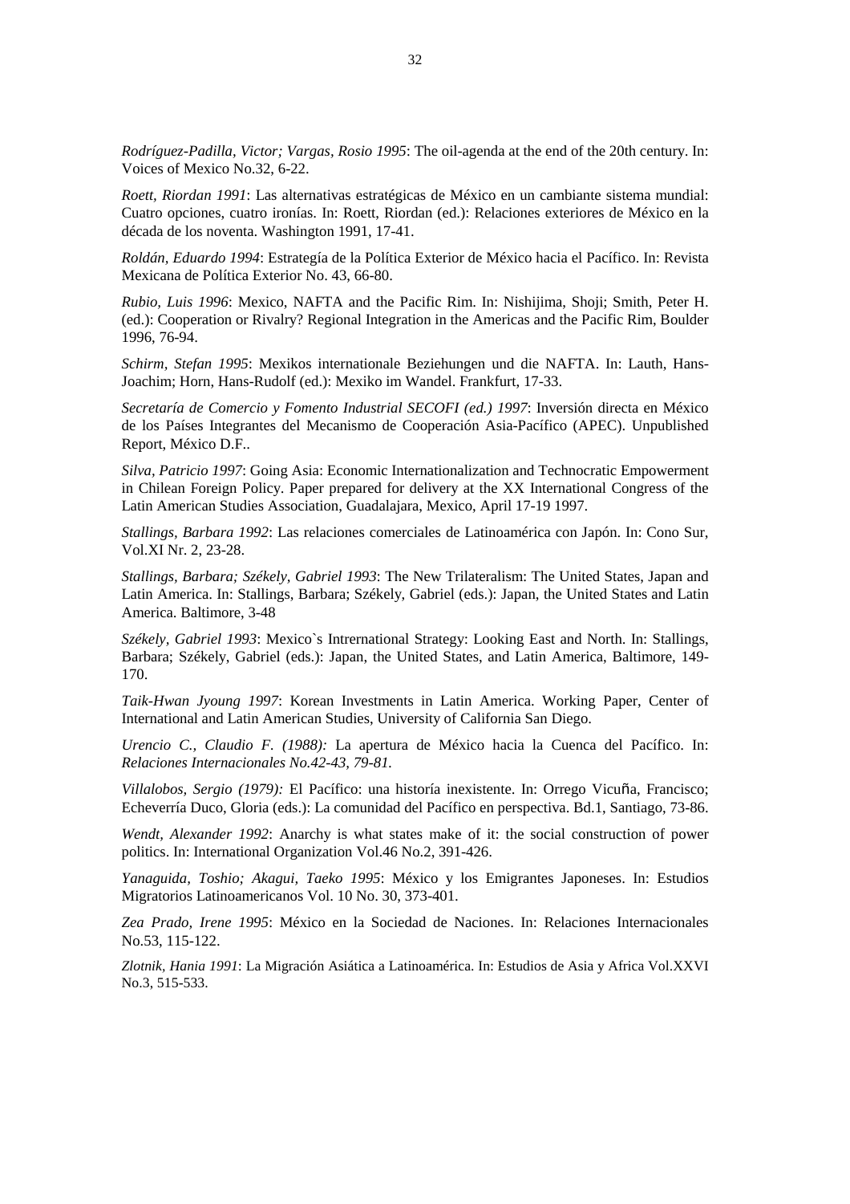*Rodríguez-Padilla, Victor; Vargas, Rosio 1995*: The oil-agenda at the end of the 20th century. In: Voices of Mexico No.32, 6-22.

*Roett, Riordan 1991*: Las alternativas estratégicas de México en un cambiante sistema mundial: Cuatro opciones, cuatro ironías. In: Roett, Riordan (ed.): Relaciones exteriores de México en la década de los noventa. Washington 1991, 17-41.

*Roldán, Eduardo 1994*: Estrategía de la Política Exterior de México hacia el Pacífico. In: Revista Mexicana de Política Exterior No. 43, 66-80.

*Rubio, Luis 1996*: Mexico, NAFTA and the Pacific Rim. In: Nishijima, Shoji; Smith, Peter H. (ed.): Cooperation or Rivalry? Regional Integration in the Americas and the Pacific Rim, Boulder 1996, 76-94.

*Schirm, Stefan 1995*: Mexikos internationale Beziehungen und die NAFTA. In: Lauth, Hans-Joachim; Horn, Hans-Rudolf (ed.): Mexiko im Wandel. Frankfurt, 17-33.

*Secretaría de Comercio y Fomento Industrial SECOFI (ed.) 1997*: Inversión directa en México de los Países Integrantes del Mecanismo de Cooperación Asia-Pacífico (APEC). Unpublished Report, México D.F..

*Silva, Patricio 1997*: Going Asia: Economic Internationalization and Technocratic Empowerment in Chilean Foreign Policy. Paper prepared for delivery at the XX International Congress of the Latin American Studies Association, Guadalajara, Mexico, April 17-19 1997.

*Stallings, Barbara 1992*: Las relaciones comerciales de Latinoamérica con Japón. In: Cono Sur, Vol.XI Nr. 2, 23-28.

*Stallings, Barbara; Székely, Gabriel 1993*: The New Trilateralism: The United States, Japan and Latin America. In: Stallings, Barbara; Székely, Gabriel (eds.): Japan, the United States and Latin America. Baltimore, 3-48

*Székely, Gabriel 1993*: Mexico`s Intrernational Strategy: Looking East and North. In: Stallings, Barbara; Székely, Gabriel (eds.): Japan, the United States, and Latin America, Baltimore, 149-170.

*Taik-Hwan Jyoung 1997*: Korean Investments in Latin America. Working Paper, Center of International and Latin American Studies, University of California San Diego.

*Urencio C., Claudio F. (1988):* La apertura de México hacia la Cuenca del Pacífico. In: *Relaciones Internacionales No.42-43, 79-81.*

*Villalobos, Sergio (1979):* El Pacífico: una historía inexistente. In: Orrego Vicuña, Francisco; Echeverría Duco, Gloria (eds.): La comunidad del Pacífico en perspectiva. Bd.1, Santiago, 73-86.

*Wendt, Alexander 1992*: Anarchy is what states make of it: the social construction of power politics. In: International Organization Vol.46 No.2, 391-426.

*Yanaguida, Toshio; Akagui, Taeko 1995*: México y los Emigrantes Japoneses. In: Estudios Migratorios Latinoamericanos Vol. 10 No. 30, 373-401.

*Zea Prado, Irene 1995*: México en la Sociedad de Naciones. In: Relaciones Internacionales No.53, 115-122.

*Zlotnik, Hania 1991*: La Migración Asiática a Latinoamérica. In: Estudios de Asia y Africa Vol.XXVI No.3, 515-533.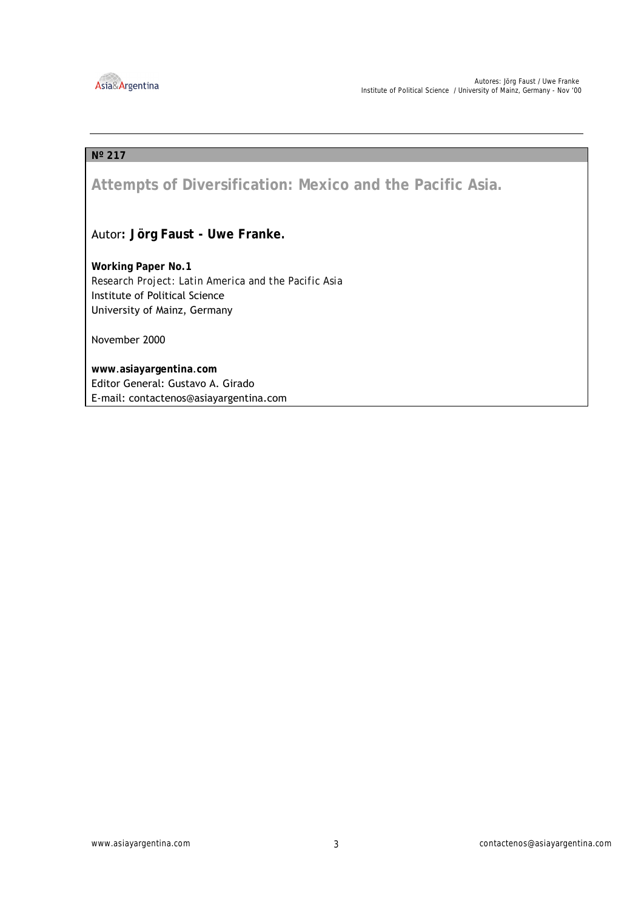**Nº 217**

# Attempts of Diversification: Mexico and the Pacific Asia.

Autor**: Jörg Faust - Uwe Franke.**

**Working Paper No.1**
Research Project: Latin America and the Pacific Asia
Institute of Political Science
University of Mainz, Germany

November 2000

**www.asiayargentina.com**
Editor General: Gustavo A. Girado
E-mail: contactenos@asiayargentina.com